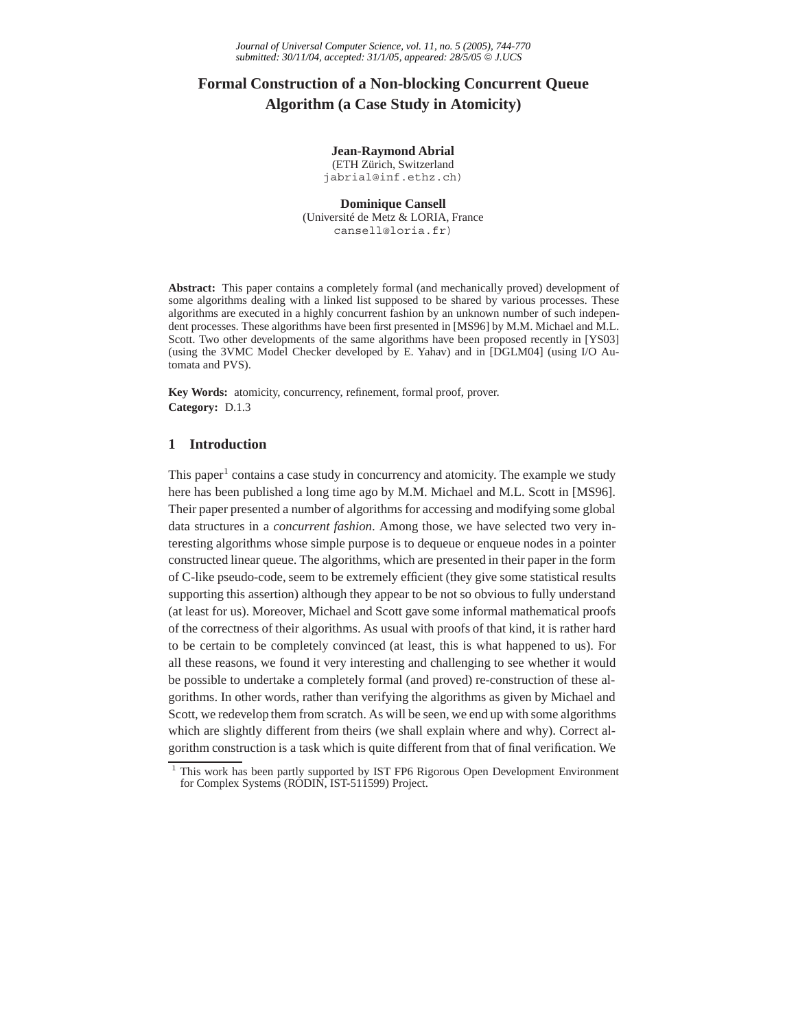# Formal Construction of a Non-blocking Concurrent Queue Algorithm (a Case Study in Atomicity)

**Jean-Raymond Abrial**
(ETH Zürich, Switzerland
jabrial@inf.ethz.ch)

**Dominique Cansell**
(Université de Metz & LORIA, France
cansell@loria.fr)

**Abstract:** This paper contains a completely formal (and mechanically proved) development of some algorithms dealing with a linked list supposed to be shared by various processes. These algorithms are executed in a highly concurrent fashion by an unknown number of such independent processes. These algorithms have been first presented in [MS96] by M.M. Michael and M.L. Scott. Two other developments of the same algorithms have been proposed recently in [YS03] (using the 3VMC Model Checker developed by E. Yahav) and in [DGLM04] (using I/O Automata and PVS).

**Key Words:** atomicity, concurrency, refinement, formal proof, prover.
**Category:** D.1.3

## 1 Introduction

This paper[1] contains a case study in concurrency and atomicity. The example we study here has been published a long time ago by M.M. Michael and M.L. Scott in [MS96]. Their paper presented a number of algorithms for accessing and modifying some global data structures in a *concurrent fashion*. Among those, we have selected two very interesting algorithms whose simple purpose is to dequeue or enqueue nodes in a pointer constructed linear queue. The algorithms, which are presented in their paper in the form of C-like pseudo-code, seem to be extremely efficient (they give some statistical results supporting this assertion) although they appear to be not so obvious to fully understand (at least for us). Moreover, Michael and Scott gave some informal mathematical proofs of the correctness of their algorithms. As usual with proofs of that kind, it is rather hard to be certain to be completely convinced (at least, this is what happened to us). For all these reasons, we found it very interesting and challenging to see whether it would be possible to undertake a completely formal (and proved) re-construction of these algorithms. In other words, rather than verifying the algorithms as given by Michael and Scott, we redevelop them from scratch. As will be seen, we end up with some algorithms which are slightly different from theirs (we shall explain where and why). Correct algorithm construction is a task which is quite different from that of final verification. We

[1] This work has been partly supported by IST FP6 Rigorous Open Development Environment for Complex Systems (RODIN, IST-511599) Project.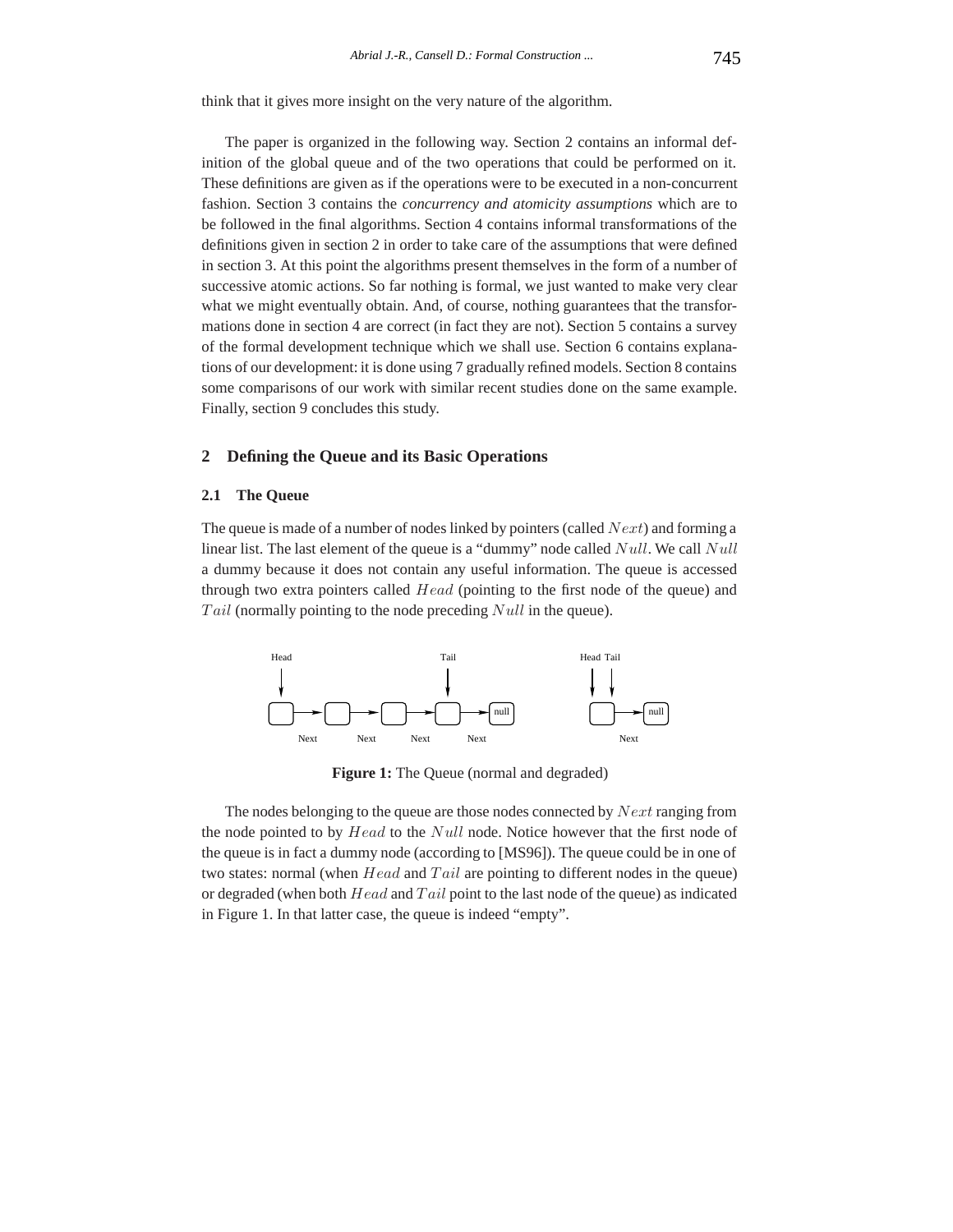think that it gives more insight on the very nature of the algorithm.

The paper is organized in the following way. Section 2 contains an informal definition of the global queue and of the two operations that could be performed on it. These definitions are given as if the operations were to be executed in a non-concurrent fashion. Section 3 contains the *concurrency and atomicity assumptions* which are to be followed in the final algorithms. Section 4 contains informal transformations of the definitions given in section 2 in order to take care of the assumptions that were defined in section 3. At this point the algorithms present themselves in the form of a number of successive atomic actions. So far nothing is formal, we just wanted to make very clear what we might eventually obtain. And, of course, nothing guarantees that the transformations done in section 4 are correct (in fact they are not). Section 5 contains a survey of the formal development technique which we shall use. Section 6 contains explanations of our development: it is done using 7 gradually refined models. Section 8 contains some comparisons of our work with similar recent studies done on the same example. Finally, section 9 concludes this study.

## 2 Defining the Queue and its Basic Operations

### 2.1 The Queue

The queue is made of a number of nodes linked by pointers (called $Next$) and forming a linear list. The last element of the queue is a "dummy" node called $Null$. We call $Null$ a dummy because it does not contain any useful information. The queue is accessed through two extra pointers called $Head$ (pointing to the first node of the queue) and $Tail$ (normally pointing to the node preceding $Null$ in the queue).

**Figure 1:** The Queue (normal and degraded)

The nodes belonging to the queue are those nodes connected by $Next$ ranging from the node pointed to by $Head$ to the $Null$ node. Notice however that the first node of the queue is in fact a dummy node (according to [MS96]). The queue could be in one of two states: normal (when $Head$ and $Tail$ are pointing to different nodes in the queue) or degraded (when both $Head$ and $Tail$ point to the last node of the queue) as indicated in Figure 1. In that latter case, the queue is indeed "empty".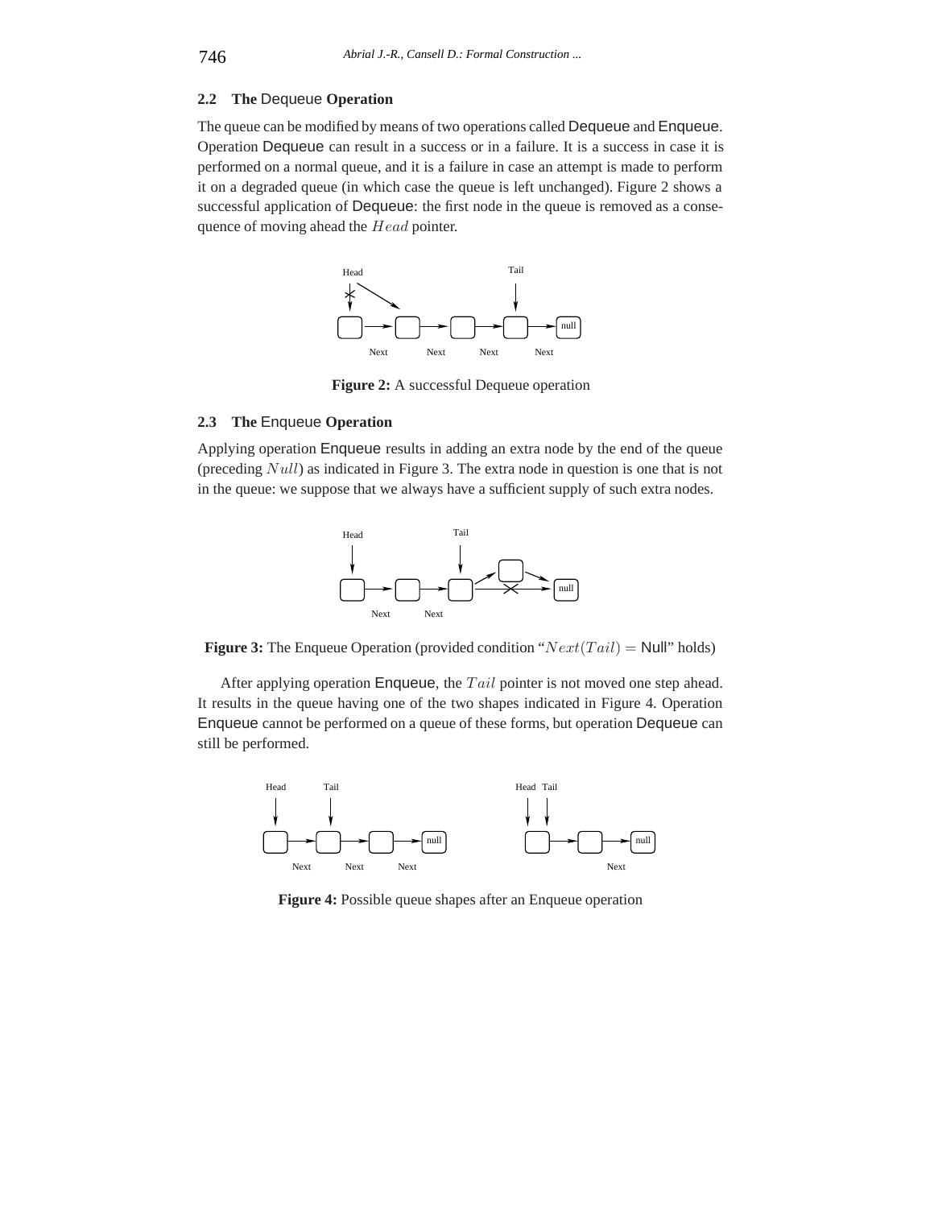### 2.2 The Dequeue Operation

The queue can be modified by means of two operations called Dequeue and Enqueue. Operation Dequeue can result in a success or in a failure. It is a success in case it is performed on a normal queue, and it is a failure in case an attempt is made to perform it on a degraded queue (in which case the queue is left unchanged). Figure 2 shows a successful application of Dequeue: the first node in the queue is removed as a consequence of moving ahead the $Head$ pointer.

**Figure 2:** A successful Dequeue operation

### 2.3 The Enqueue Operation

Applying operation Enqueue results in adding an extra node by the end of the queue (preceding $Null$) as indicated in Figure 3. The extra node in question is one that is not in the queue: we suppose that we always have a sufficient supply of such extra nodes.

**Figure 3:** The Enqueue Operation (provided condition "$Next(Tail) = \mathsf{Null}$" holds)

After applying operation Enqueue, the $Tail$ pointer is not moved one step ahead. It results in the queue having one of the two shapes indicated in Figure 4. Operation Enqueue cannot be performed on a queue of these forms, but operation Dequeue can still be performed.

**Figure 4:** Possible queue shapes after an Enqueue operation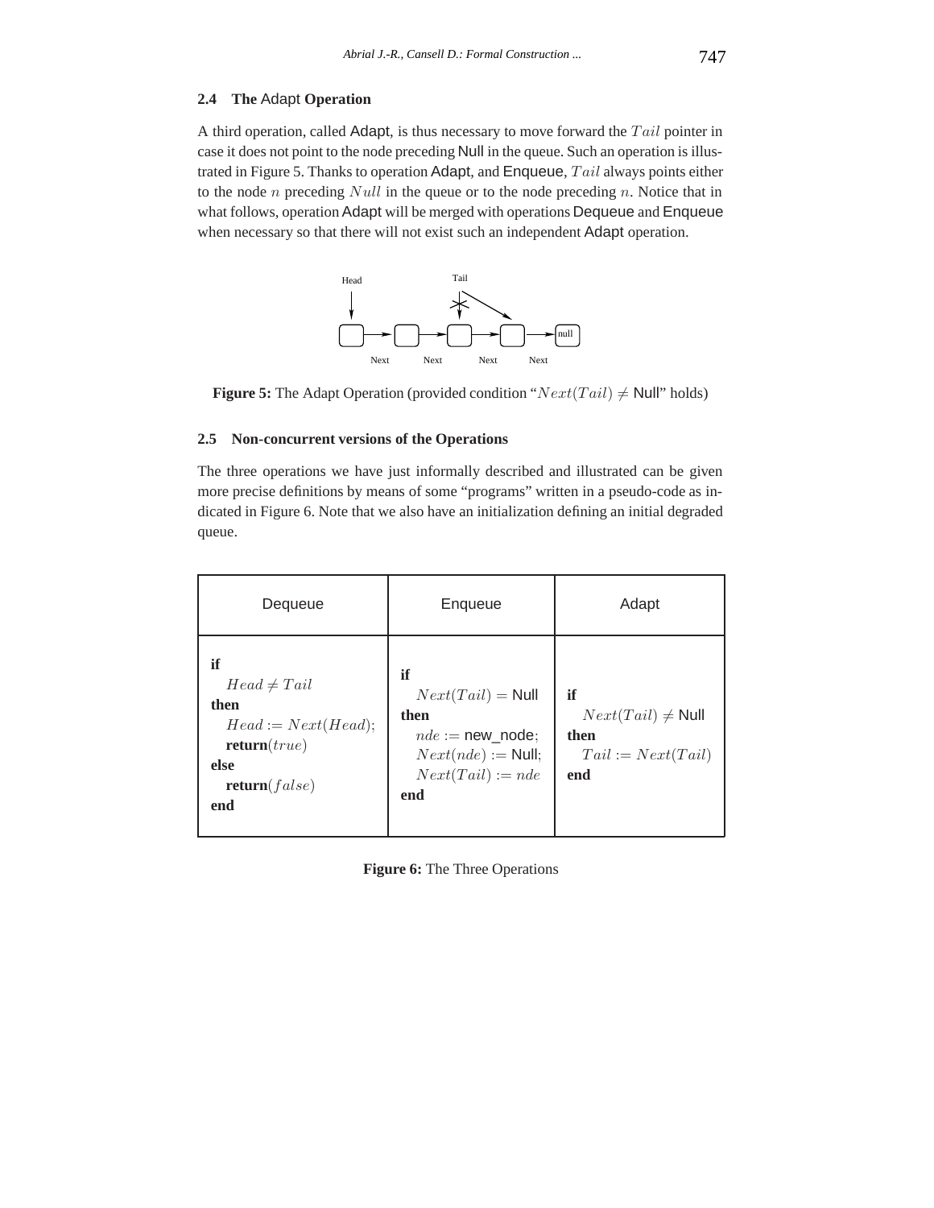## 2.4 The Adapt Operation

A third operation, called Adapt, is thus necessary to move forward the $Tail$ pointer in case it does not point to the node preceding Null in the queue. Such an operation is illustrated in Figure 5. Thanks to operation Adapt, and Enqueue, $Tail$ always points either to the node $n$ preceding $Null$ in the queue or to the node preceding $n$. Notice that in what follows, operation Adapt will be merged with operations Dequeue and Enqueue when necessary so that there will not exist such an independent Adapt operation.

**Figure 5:** The Adapt Operation (provided condition "$Next(Tail) \neq$ Null" holds)

## 2.5 Non-concurrent versions of the Operations

The three operations we have just informally described and illustrated can be given more precise definitions by means of some "programs" written in a pseudo-code as indicated in Figure 6. Note that we also have an initialization defining an initial degraded queue.

| Dequeue | Enqueue | Adapt |
|---|---|---|
| **if** $Head \neq Tail$ **then** $Head := Next(Head)$; **return**$(true)$ **else** **return**$(false)$ **end** | **if** $Next(Tail) =$ Null **then** $nde :=$ new_node; $Next(nde) :=$ Null; $Next(Tail) := nde$ **end** | **if** $Next(Tail) \neq$ Null **then** $Tail := Next(Tail)$ **end** |

**Figure 6:** The Three Operations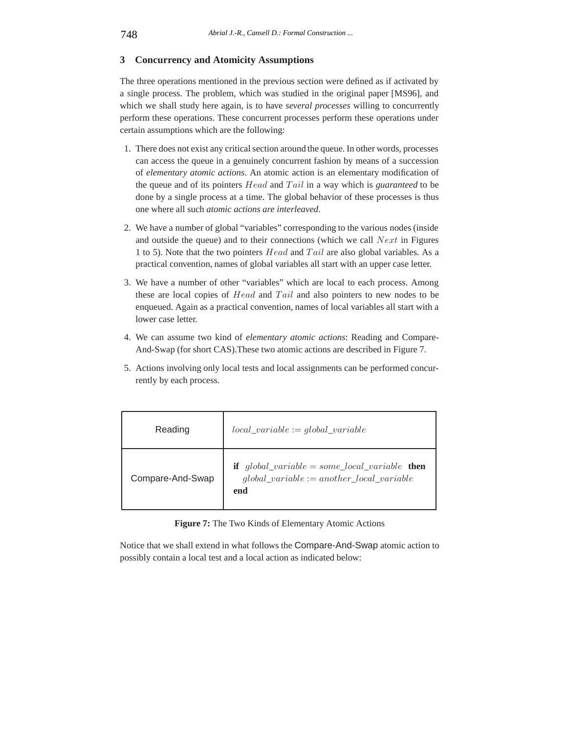## 3 Concurrency and Atomicity Assumptions

The three operations mentioned in the previous section were defined as if activated by a single process. The problem, which was studied in the original paper [MS96], and which we shall study here again, is to have *several processes* willing to concurrently perform these operations. These concurrent processes perform these operations under certain assumptions which are the following:

1. There does not exist any critical section around the queue. In other words, processes can access the queue in a genuinely concurrent fashion by means of a succession of *elementary atomic actions*. An atomic action is an elementary modification of the queue and of its pointers $Head$ and $Tail$ in a way which is *guaranteed* to be done by a single process at a time. The global behavior of these processes is thus one where all such *atomic actions are interleaved*.

2. We have a number of global "variables" corresponding to the various nodes (inside and outside the queue) and to their connections (which we call $Next$ in Figures 1 to 5). Note that the two pointers $Head$ and $Tail$ are also global variables. As a practical convention, names of global variables all start with an upper case letter.

3. We have a number of other "variables" which are local to each process. Among these are local copies of $Head$ and $Tail$ and also pointers to new nodes to be enqueued. Again as a practical convention, names of local variables all start with a lower case letter.

4. We can assume two kind of *elementary atomic actions*: Reading and Compare-And-Swap (for short CAS).These two atomic actions are described in Figure 7.

5. Actions involving only local tests and local assignments can be performed concurrently by each process.

| | |
|---|---|
| Reading | $local\_variable := global\_variable$ |
| Compare-And-Swap | **if** $global\_variable = some\_local\_variable$ **then** $global\_variable := another\_local\_variable$ **end** |

**Figure 7:** The Two Kinds of Elementary Atomic Actions

Notice that we shall extend in what follows the Compare-And-Swap atomic action to possibly contain a local test and a local action as indicated below: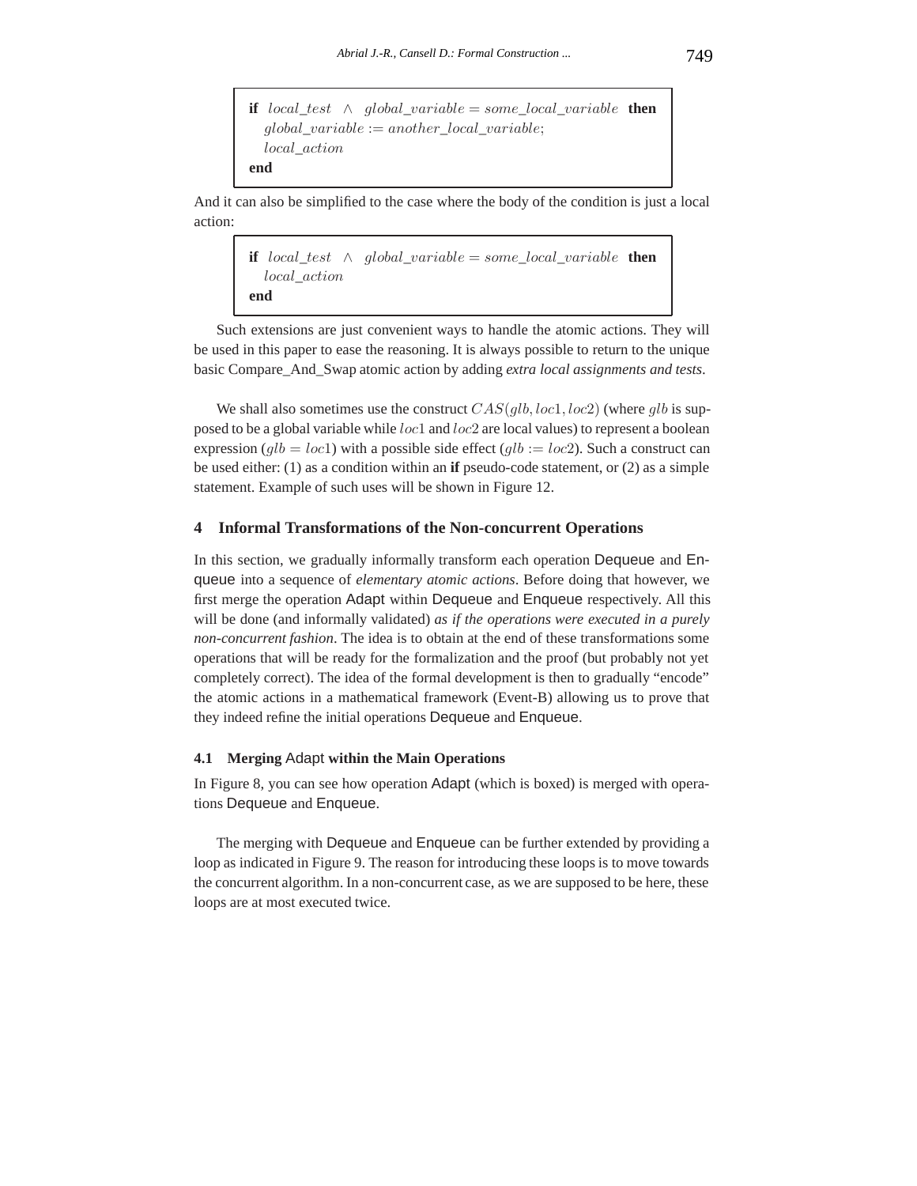```
if local_test ∧ global_variable = some_local_variable then
  global_variable := another_local_variable;
  local_action
end
```

And it can also be simplified to the case where the body of the condition is just a local action:

```
if local_test ∧ global_variable = some_local_variable then
  local_action
end
```

Such extensions are just convenient ways to handle the atomic actions. They will be used in this paper to ease the reasoning. It is always possible to return to the unique basic Compare_And_Swap atomic action by adding *extra local assignments and tests*.

We shall also sometimes use the construct $CAS(glb, loc1, loc2)$ (where $glb$ is supposed to be a global variable while $loc1$ and $loc2$ are local values) to represent a boolean expression ($glb = loc1$) with a possible side effect ($glb := loc2$). Such a construct can be used either: (1) as a condition within an **if** pseudo-code statement, or (2) as a simple statement. Example of such uses will be shown in Figure 12.

## 4 Informal Transformations of the Non-concurrent Operations

In this section, we gradually informally transform each operation Dequeue and Enqueue into a sequence of *elementary atomic actions*. Before doing that however, we first merge the operation Adapt within Dequeue and Enqueue respectively. All this will be done (and informally validated) *as if the operations were executed in a purely non-concurrent fashion*. The idea is to obtain at the end of these transformations some operations that will be ready for the formalization and the proof (but probably not yet completely correct). The idea of the formal development is then to gradually "encode" the atomic actions in a mathematical framework (Event-B) allowing us to prove that they indeed refine the initial operations Dequeue and Enqueue.

### 4.1 Merging Adapt within the Main Operations

In Figure 8, you can see how operation Adapt (which is boxed) is merged with operations Dequeue and Enqueue.

The merging with Dequeue and Enqueue can be further extended by providing a loop as indicated in Figure 9. The reason for introducing these loops is to move towards the concurrent algorithm. In a non-concurrent case, as we are supposed to be here, these loops are at most executed twice.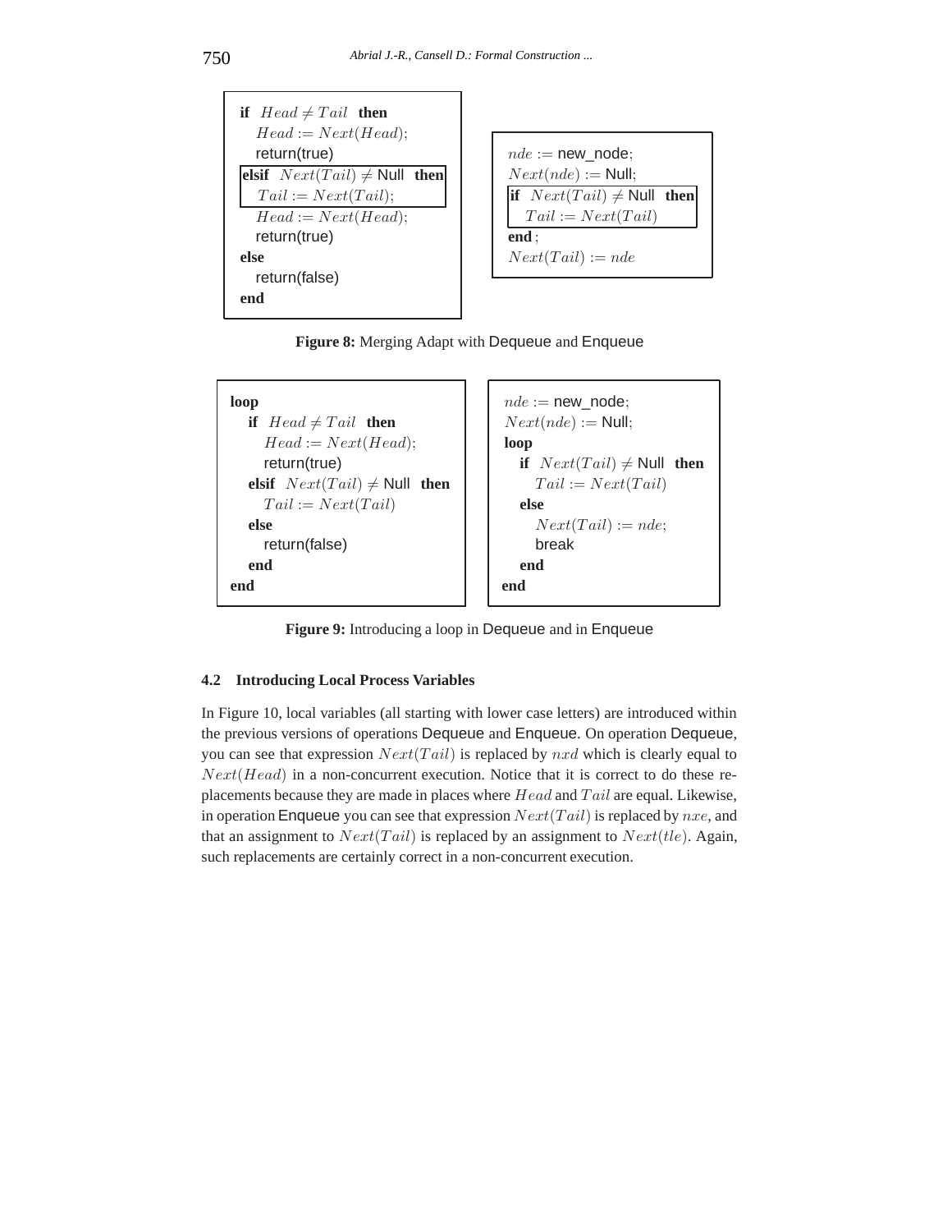```
if  Head ≠ Tail  then
   Head := Next(Head);
   return(true)
elsif  Next(Tail) ≠ Null  then
   Tail := Next(Tail);
   Head := Next(Head);
   return(true)
else
   return(false)
end
```

```
nde := new_node;
Next(nde) := Null;
if  Next(Tail) ≠ Null  then
   Tail := Next(Tail)
end ;
Next(Tail) := nde
```

**Figure 8:** Merging Adapt with Dequeue and Enqueue

```
loop
   if  Head ≠ Tail  then
      Head := Next(Head);
      return(true)
   elsif  Next(Tail) ≠ Null  then
      Tail := Next(Tail)
   else
      return(false)
   end
end
```

```
nde := new_node;
Next(nde) := Null;
loop
   if  Next(Tail) ≠ Null  then
      Tail := Next(Tail)
   else
      Next(Tail) := nde;
      break
   end
end
```

**Figure 9:** Introducing a loop in Dequeue and in Enqueue

### 4.2 Introducing Local Process Variables

In Figure 10, local variables (all starting with lower case letters) are introduced within the previous versions of operations Dequeue and Enqueue. On operation Dequeue, you can see that expression $Next(Tail)$ is replaced by $nxd$ which is clearly equal to $Next(Head)$ in a non-concurrent execution. Notice that it is correct to do these replacements because they are made in places where $Head$ and $Tail$ are equal. Likewise, in operation Enqueue you can see that expression $Next(Tail)$ is replaced by $nxe$, and that an assignment to $Next(Tail)$ is replaced by an assignment to $Next(tle)$. Again, such replacements are certainly correct in a non-concurrent execution.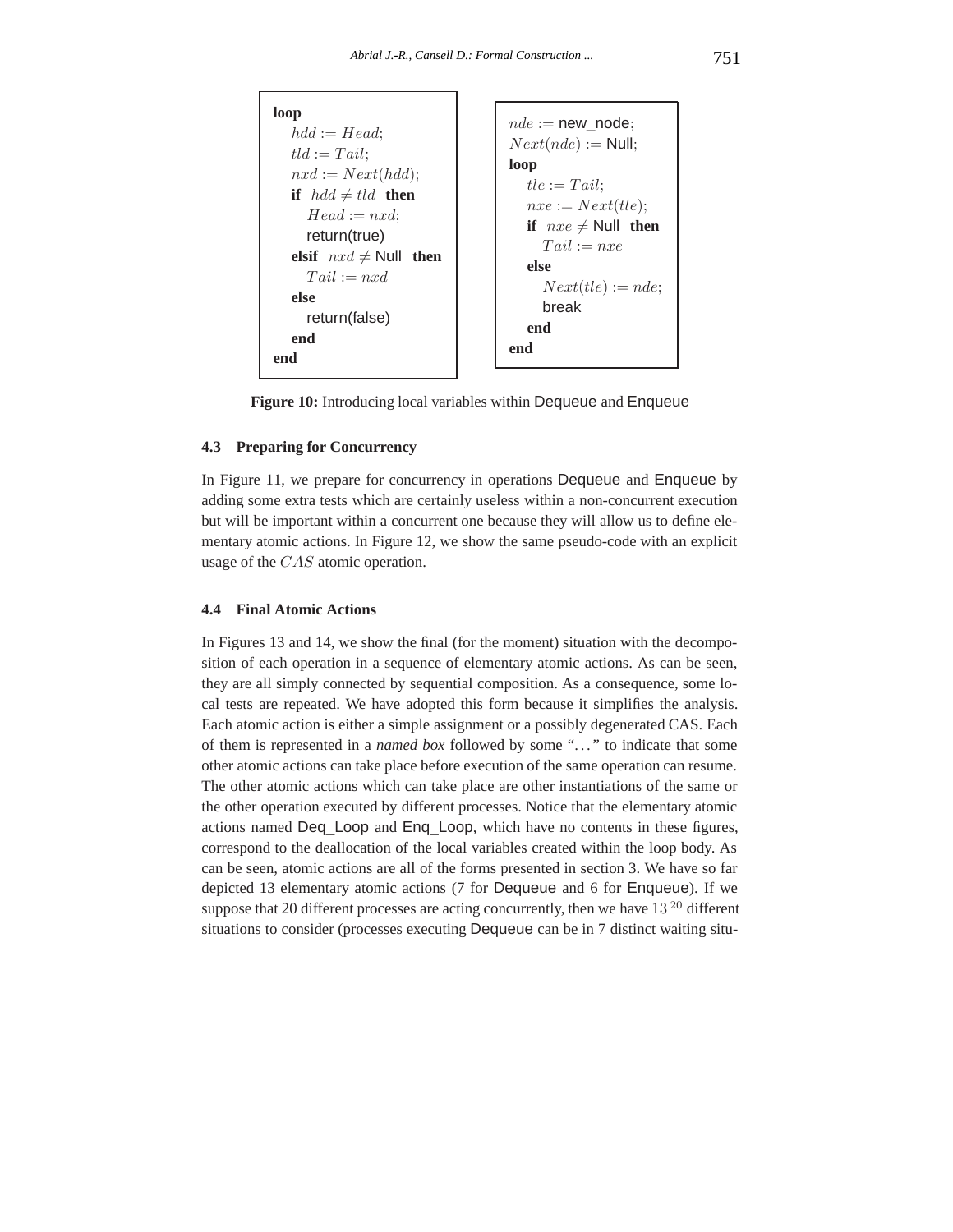```
loop
   hdd := Head;
   tld := Tail;
   nxd := Next(hdd);
   if  hdd ≠ tld  then
      Head := nxd;
      return(true)
   elsif  nxd ≠ Null  then
      Tail := nxd
   else
      return(false)
   end
end
```

```
nde := new_node;
Next(nde) := Null;
loop
   tle := Tail;
   nxe := Next(tle);
   if  nxe ≠ Null  then
      Tail := nxe
   else
      Next(tle) := nde;
      break
   end
end
```

**Figure 10:** Introducing local variables within Dequeue and Enqueue

### 4.3 Preparing for Concurrency

In Figure 11, we prepare for concurrency in operations Dequeue and Enqueue by adding some extra tests which are certainly useless within a non-concurrent execution but will be important within a concurrent one because they will allow us to define elementary atomic actions. In Figure 12, we show the same pseudo-code with an explicit usage of the $CAS$ atomic operation.

### 4.4 Final Atomic Actions

In Figures 13 and 14, we show the final (for the moment) situation with the decomposition of each operation in a sequence of elementary atomic actions. As can be seen, they are all simply connected by sequential composition. As a consequence, some local tests are repeated. We have adopted this form because it simplifies the analysis. Each atomic action is either a simple assignment or a possibly degenerated CAS. Each of them is represented in a *named box* followed by some "..." to indicate that some other atomic actions can take place before execution of the same operation can resume. The other atomic actions which can take place are other instantiations of the same or the other operation executed by different processes. Notice that the elementary atomic actions named Deq_Loop and Enq_Loop, which have no contents in these figures, correspond to the deallocation of the local variables created within the loop body. As can be seen, atomic actions are all of the forms presented in section 3. We have so far depicted 13 elementary atomic actions (7 for Dequeue and 6 for Enqueue). If we suppose that 20 different processes are acting concurrently, then we have $13^{20}$ different situations to consider (processes executing Dequeue can be in 7 distinct waiting situ-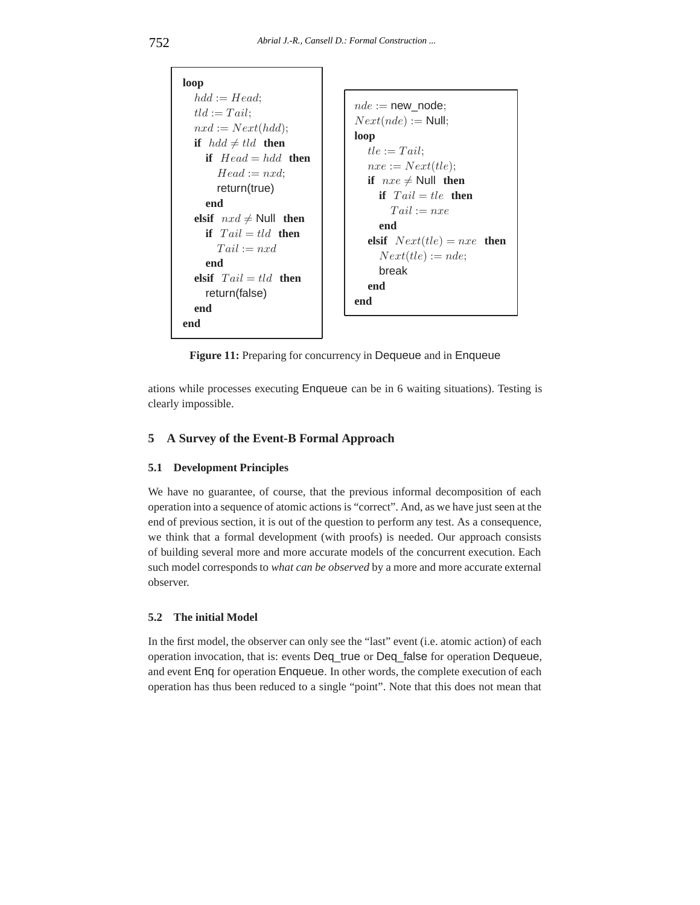```
loop
  hdd := Head;
  tld := Tail;
  nxd := Next(hdd);
  if hdd ≠ tld then
    if Head = hdd then
      Head := nxd;
      return(true)
    end
  elsif nxd ≠ Null then
    if Tail = tld then
      Tail := nxd
    end
  elsif Tail = tld then
    return(false)
  end
end
```

```
nde := new_node;
Next(nde) := Null;
loop
  tle := Tail;
  nxe := Next(tle);
  if nxe ≠ Null then
    if Tail = tle then
      Tail := nxe
    end
  elsif Next(tle) = nxe then
    Next(tle) := nde;
    break
  end
end
```

**Figure 11:** Preparing for concurrency in Dequeue and in Enqueue

ations while processes executing Enqueue can be in 6 waiting situations). Testing is clearly impossible.

## 5 A Survey of the Event-B Formal Approach

### 5.1 Development Principles

We have no guarantee, of course, that the previous informal decomposition of each operation into a sequence of atomic actions is "correct". And, as we have just seen at the end of previous section, it is out of the question to perform any test. As a consequence, we think that a formal development (with proofs) is needed. Our approach consists of building several more and more accurate models of the concurrent execution. Each such model corresponds to *what can be observed* by a more and more accurate external observer.

### 5.2 The initial Model

In the first model, the observer can only see the "last" event (i.e. atomic action) of each operation invocation, that is: events Deq_true or Deq_false for operation Dequeue, and event Enq for operation Enqueue. In other words, the complete execution of each operation has thus been reduced to a single "point". Note that this does not mean that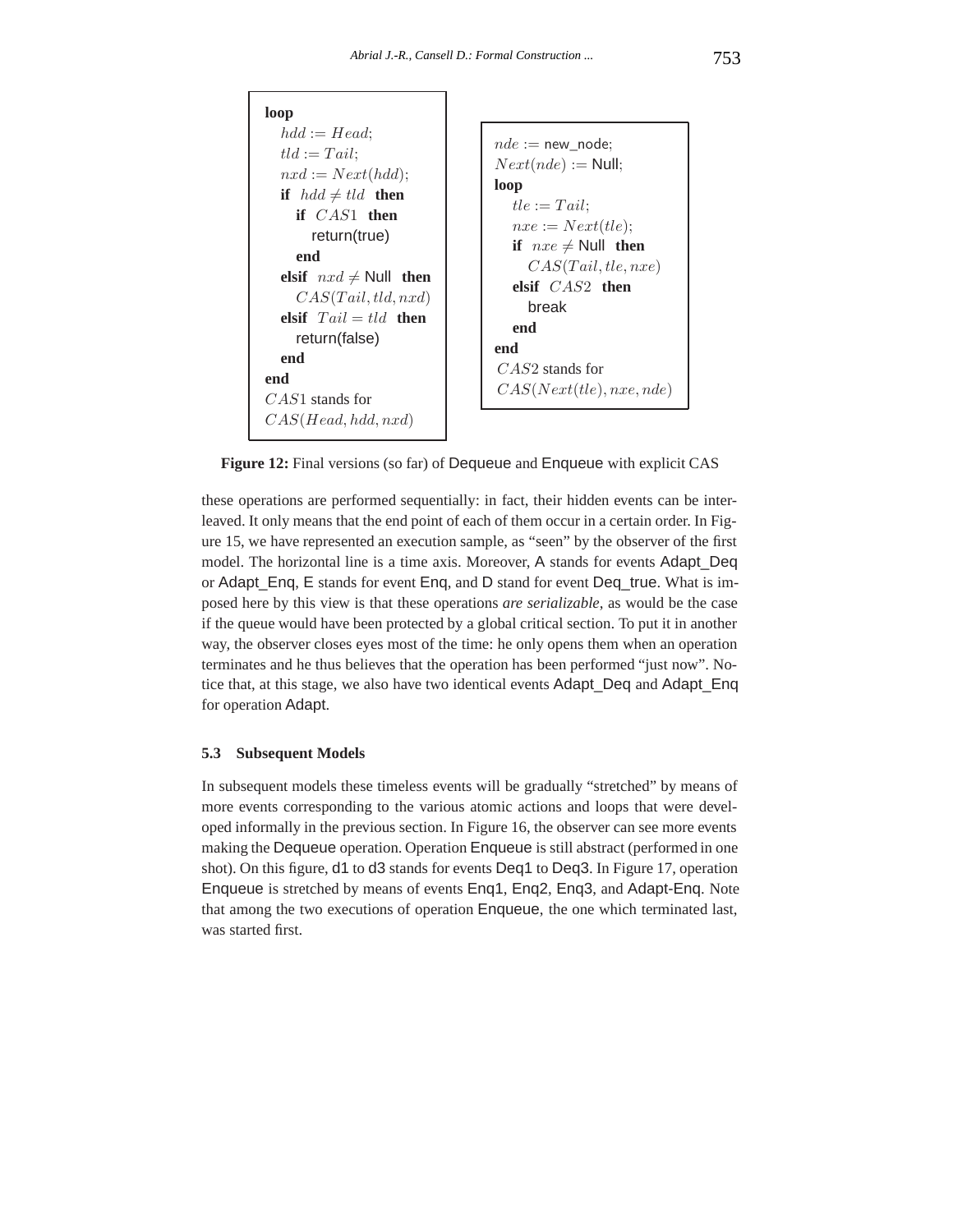```
loop
   hdd := Head;
   tld := Tail;
   nxd := Next(hdd);
   if  hdd ≠ tld  then
      if  CAS1  then
         return(true)
      end
   elsif  nxd ≠ Null  then
      CAS(Tail, tld, nxd)
   elsif  Tail = tld  then
      return(false)
   end
end
CAS1 stands for
CAS(Head, hdd, nxd)
```

```
nde := new_node;
Next(nde) := Null;
loop
   tle := Tail;
   nxe := Next(tle);
   if  nxe ≠ Null  then
      CAS(Tail, tle, nxe)
   elsif  CAS2  then
      break
   end
end
CAS2 stands for
CAS(Next(tle), nxe, nde)
```

**Figure 12:** Final versions (so far) of Dequeue and Enqueue with explicit CAS

these operations are performed sequentially: in fact, their hidden events can be interleaved. It only means that the end point of each of them occur in a certain order. In Figure 15, we have represented an execution sample, as "seen" by the observer of the first model. The horizontal line is a time axis. Moreover, A stands for events Adapt_Deq or Adapt_Enq, E stands for event Enq, and D stand for event Deq_true. What is imposed here by this view is that these operations *are serializable*, as would be the case if the queue would have been protected by a global critical section. To put it in another way, the observer closes eyes most of the time: he only opens them when an operation terminates and he thus believes that the operation has been performed "just now". Notice that, at this stage, we also have two identical events Adapt_Deq and Adapt_Enq for operation Adapt.

### 5.3 Subsequent Models

In subsequent models these timeless events will be gradually "stretched" by means of more events corresponding to the various atomic actions and loops that were developed informally in the previous section. In Figure 16, the observer can see more events making the Dequeue operation. Operation Enqueue is still abstract (performed in one shot). On this figure, d1 to d3 stands for events Deq1 to Deq3. In Figure 17, operation Enqueue is stretched by means of events Enq1, Enq2, Enq3, and Adapt-Enq. Note that among the two executions of operation Enqueue, the one which terminated last, was started first.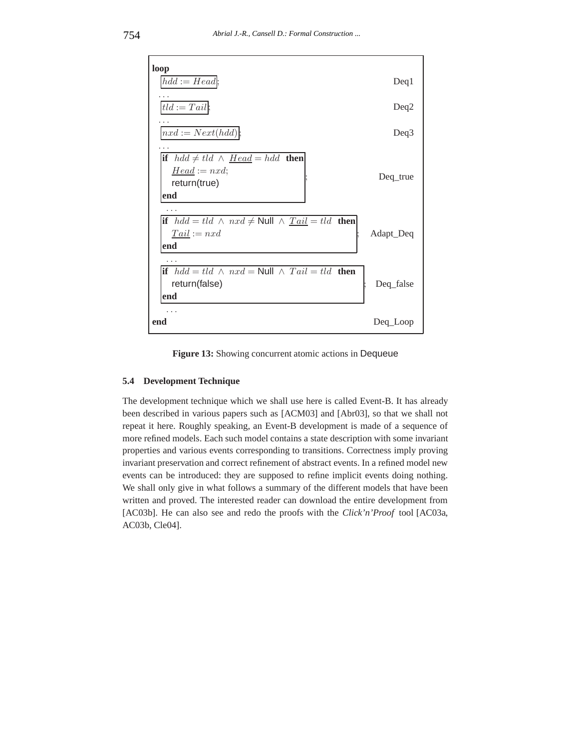```
loop
  hdd := Head;                                              Deq1
  ...
  tld := Tail;                                              Deq2
  ...
  nxd := Next(hdd);                                         Deq3
  ...
  if  hdd ≠ tld ∧ Head = hdd  then
     Head := nxd;
     return(true)                                           Deq_true
  end;
  ...
  if  hdd = tld ∧ nxd ≠ Null ∧ Tail = tld  then
     Tail := nxd                                            Adapt_Deq
  end;
  ...
  if  hdd = tld ∧ nxd = Null ∧ Tail = tld  then
     return(false)                                          Deq_false
  end;
  ...
end                                                         Deq_Loop
```

**Figure 13:** Showing concurrent atomic actions in Dequeue

### 5.4 Development Technique

The development technique which we shall use here is called Event-B. It has already been described in various papers such as [ACM03] and [Abr03], so that we shall not repeat it here. Roughly speaking, an Event-B development is made of a sequence of more refined models. Each such model contains a state description with some invariant properties and various events corresponding to transitions. Correctness imply proving invariant preservation and correct refinement of abstract events. In a refined model new events can be introduced: they are supposed to refine implicit events doing nothing. We shall only give in what follows a summary of the different models that have been written and proved. The interested reader can download the entire development from [AC03b]. He can also see and redo the proofs with the *Click'n'Proof* tool [AC03a, AC03b, Cle04].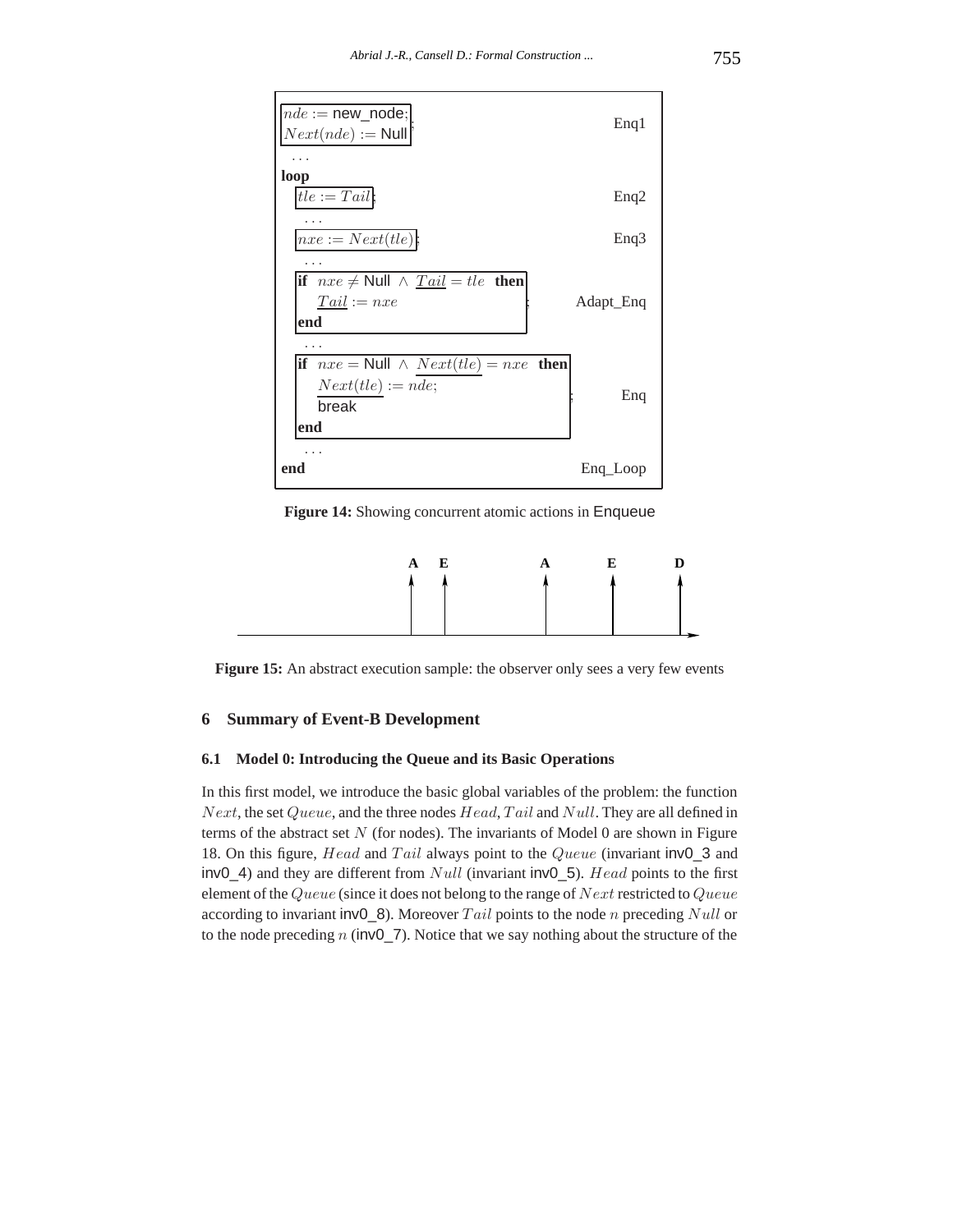```
nde := new_node;
Next(nde) := Null                                    Enq1
  ...
loop
  tle := Tail;                                       Enq2
    ...
  nxe := Next(tle);                                  Enq3
    ...
  if  nxe ≠ Null ∧ Tail = tle  then
     Tail := nxe                                     ;  Adapt_Enq
  end
    ...
  if  nxe = Null ∧ Next(tle) = nxe  then
     Next(tle) := nde;
     break                                           ;  Enq
  end
    ...
end                                                  Enq_Loop
```

**Figure 14:** Showing concurrent atomic actions in Enqueue

```
                A   E          A         E         D
                ↑   ↑          ↑         ↑         ↑
 ────────────────────────────────────────────────────→
```

**Figure 15:** An abstract execution sample: the observer only sees a very few events

## 6 Summary of Event-B Development

### 6.1 Model 0: Introducing the Queue and its Basic Operations

In this first model, we introduce the basic global variables of the problem: the function $Next$, the set $Queue$, and the three nodes $Head$, $Tail$ and $Null$. They are all defined in terms of the abstract set $N$ (for nodes). The invariants of Model 0 are shown in Figure 18. On this figure, $Head$ and $Tail$ always point to the $Queue$ (invariant inv0_3 and inv0_4) and they are different from $Null$ (invariant inv0_5). $Head$ points to the first element of the $Queue$ (since it does not belong to the range of $Next$ restricted to $Queue$ according to invariant inv0_8). Moreover $Tail$ points to the node $n$ preceding $Null$ or to the node preceding $n$ (inv0_7). Notice that we say nothing about the structure of the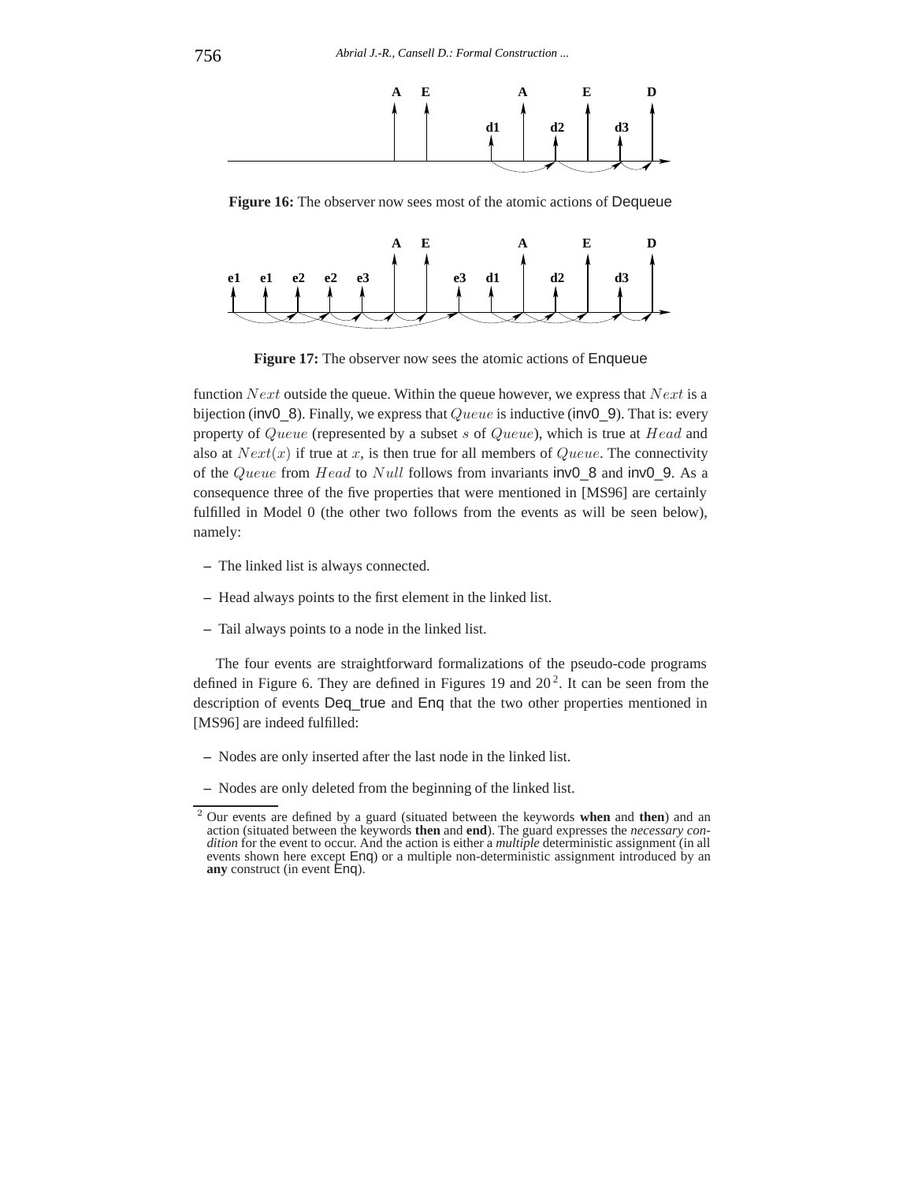**Figure 16:** The observer now sees most of the atomic actions of Dequeue

**Figure 17:** The observer now sees the atomic actions of Enqueue

function $Next$ outside the queue. Within the queue however, we express that $Next$ is a bijection (inv0_8). Finally, we express that $Queue$ is inductive (inv0_9). That is: every property of $Queue$ (represented by a subset $s$ of $Queue$), which is true at $Head$ and also at $Next(x)$ if true at $x$, is then true for all members of $Queue$. The connectivity of the $Queue$ from $Head$ to $Null$ follows from invariants inv0_8 and inv0_9. As a consequence three of the five properties that were mentioned in [MS96] are certainly fulfilled in Model 0 (the other two follows from the events as will be seen below), namely:

- The linked list is always connected.
- Head always points to the first element in the linked list.
- Tail always points to a node in the linked list.

The four events are straightforward formalizations of the pseudo-code programs defined in Figure 6. They are defined in Figures 19 and 20[2]. It can be seen from the description of events Deq_true and Enq that the two other properties mentioned in [MS96] are indeed fulfilled:

- Nodes are only inserted after the last node in the linked list.
- Nodes are only deleted from the beginning of the linked list.

[2] Our events are defined by a guard (situated between the keywords **when** and **then**) and an action (situated between the keywords **then** and **end**). The guard expresses the *necessary condition* for the event to occur. And the action is either a *multiple* deterministic assignment (in all events shown here except Enq) or a multiple non-deterministic assignment introduced by an **any** construct (in event Enq).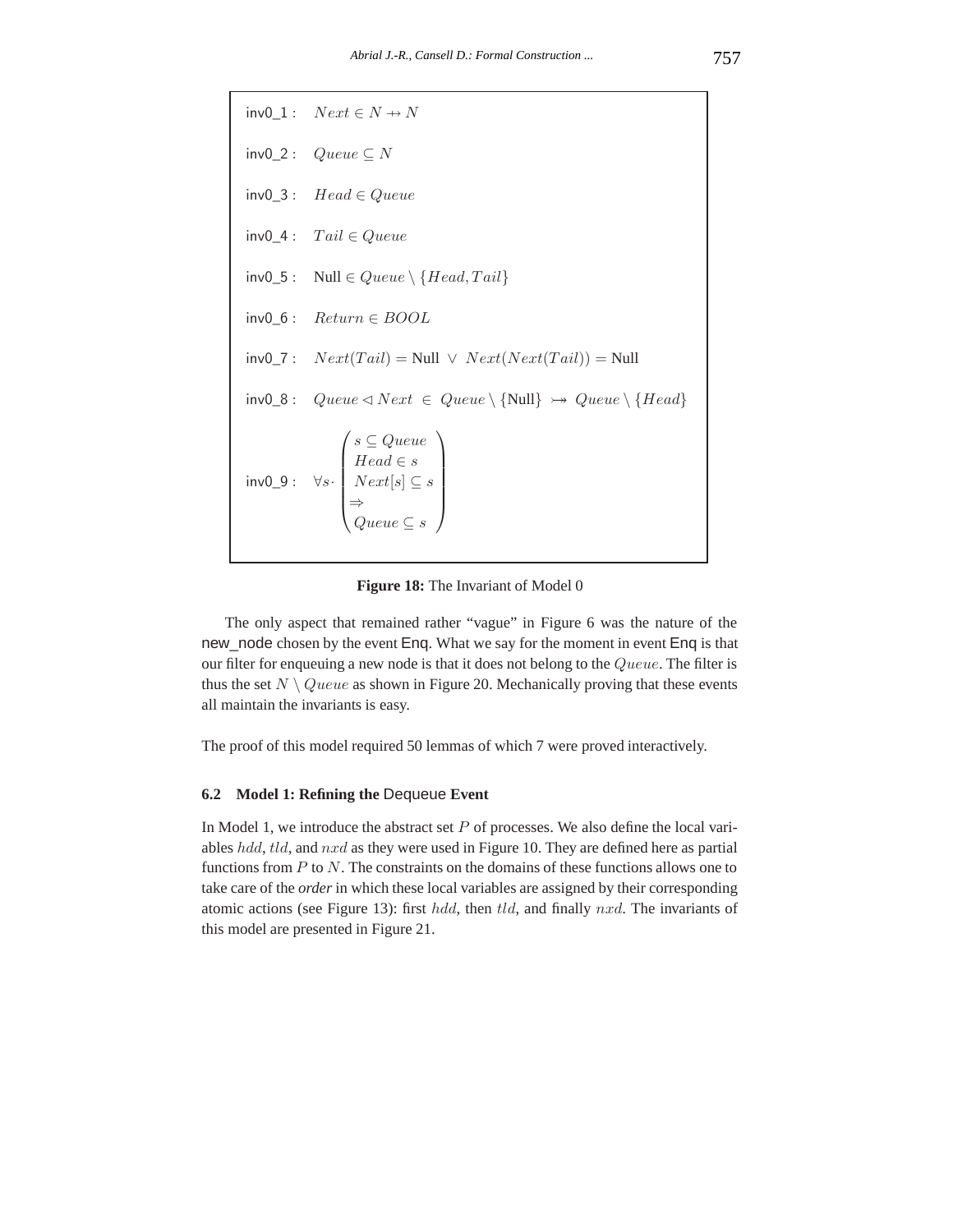inv0_1 : $Next \in N \nrightarrow N$

inv0_2 : $Queue \subseteq N$

inv0_3 : $Head \in Queue$

inv0_4 : $Tail \in Queue$

inv0_5 : $\text{Null} \in Queue \setminus \{Head, Tail\}$

inv0_6 : $Return \in BOOL$

inv0_7 : $Next(Tail) = \text{Null} \;\vee\; Next(Next(Tail)) = \text{Null}$

inv0_8 : $Queue \lhd Next \;\in\; Queue \setminus \{\text{Null}\} \rightarrowtail\!\!\!\!\rightarrow Queue \setminus \{Head\}$

inv0_9 : $\forall s \cdot \begin{pmatrix} s \subseteq Queue \\ Head \in s \\ Next[s] \subseteq s \\ \Rightarrow \\ Queue \subseteq s \end{pmatrix}$

**Figure 18:** The Invariant of Model 0

The only aspect that remained rather "vague" in Figure 6 was the nature of the new_node chosen by the event Enq. What we say for the moment in event Enq is that our filter for enqueuing a new node is that it does not belong to the $Queue$. The filter is thus the set $N \setminus Queue$ as shown in Figure 20. Mechanically proving that these events all maintain the invariants is easy.

The proof of this model required 50 lemmas of which 7 were proved interactively.

### 6.2 Model 1: Refining the Dequeue Event

In Model 1, we introduce the abstract set $P$ of processes. We also define the local variables $hdd$, $tld$, and $nxd$ as they were used in Figure 10. They are defined here as partial functions from $P$ to $N$. The constraints on the domains of these functions allows one to take care of the ***order*** in which these local variables are assigned by their corresponding atomic actions (see Figure 13): first $hdd$, then $tld$, and finally $nxd$. The invariants of this model are presented in Figure 21.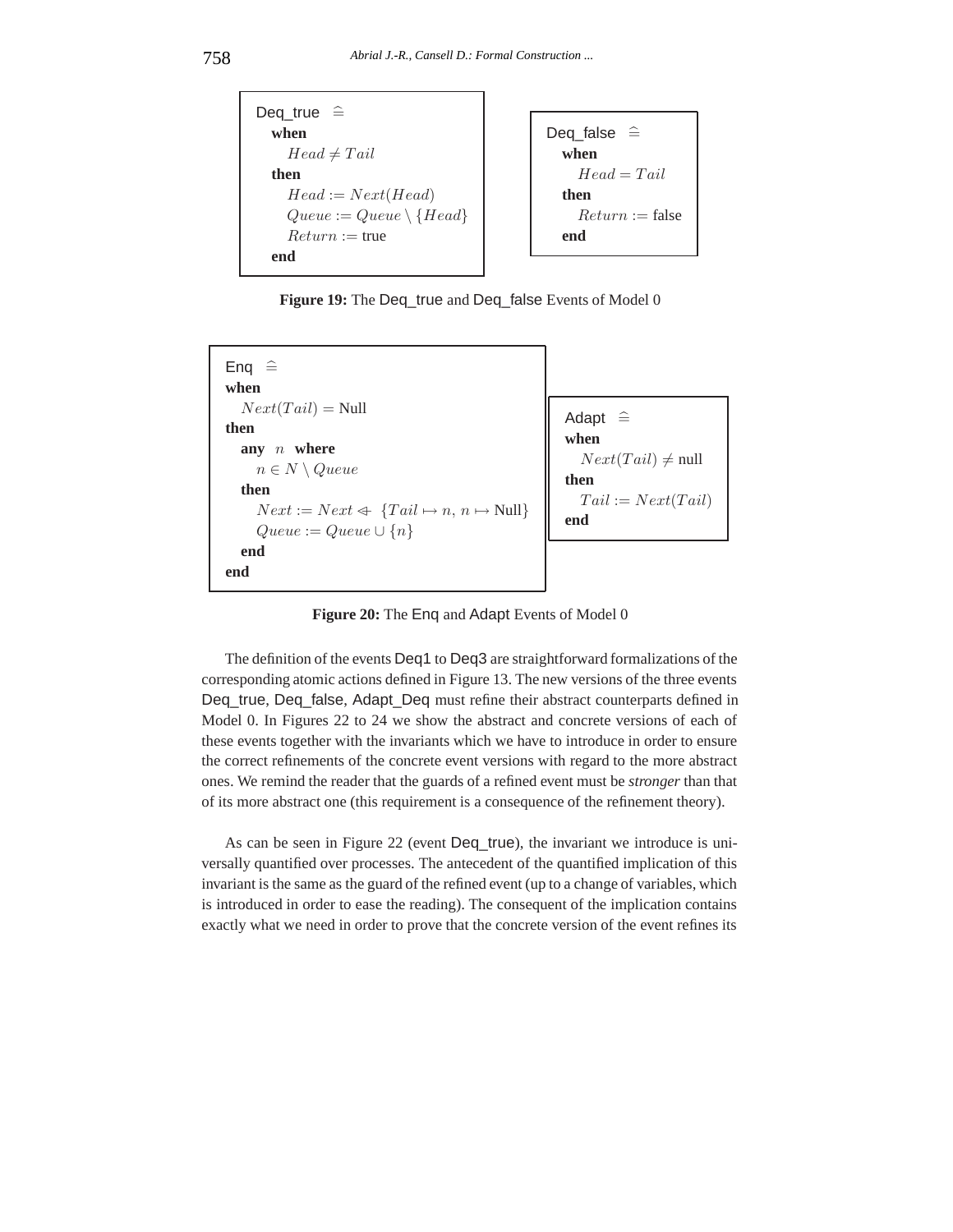```
Deq_true  ≙
  when
    Head ≠ Tail
  then
    Head := Next(Head)
    Queue := Queue \ {Head}
    Return := true
  end
```

```
Deq_false  ≙
  when
    Head = Tail
  then
    Return := false
  end
```

**Figure 19:** The Deq_true and Deq_false Events of Model 0

```
Enq  ≙
when
  Next(Tail) = Null
then
  any  n  where
    n ∈ N \ Queue
  then
    Next := Next ⩤ {Tail ↦ n, n ↦ Null}
    Queue := Queue ∪ {n}
  end
end
```

```
Adapt  ≙
when
  Next(Tail) ≠ null
then
  Tail := Next(Tail)
end
```

**Figure 20:** The Enq and Adapt Events of Model 0

The definition of the events Deq1 to Deq3 are straightforward formalizations of the corresponding atomic actions defined in Figure 13. The new versions of the three events Deq_true, Deq_false, Adapt_Deq must refine their abstract counterparts defined in Model 0. In Figures 22 to 24 we show the abstract and concrete versions of each of these events together with the invariants which we have to introduce in order to ensure the correct refinements of the concrete event versions with regard to the more abstract ones. We remind the reader that the guards of a refined event must be *stronger* than that of its more abstract one (this requirement is a consequence of the refinement theory).

As can be seen in Figure 22 (event Deq_true), the invariant we introduce is universally quantified over processes. The antecedent of the quantified implication of this invariant is the same as the guard of the refined event (up to a change of variables, which is introduced in order to ease the reading). The consequent of the implication contains exactly what we need in order to prove that the concrete version of the event refines its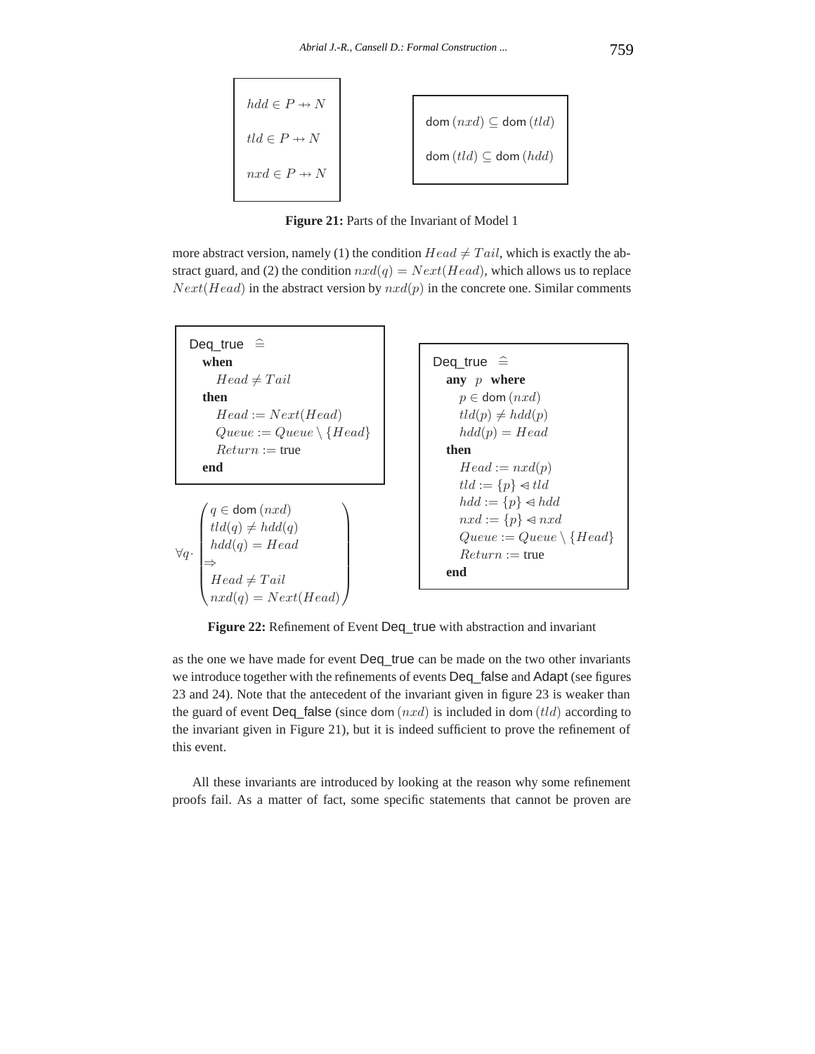$$hdd \in P \rightarrowtail N$$

$$tld \in P \rightarrowtail N$$

$$nxd \in P \rightarrowtail N$$

$$\mathsf{dom}\,(nxd) \subseteq \mathsf{dom}\,(tld)$$

$$\mathsf{dom}\,(tld) \subseteq \mathsf{dom}\,(hdd)$$

**Figure 21:** Parts of the Invariant of Model 1

more abstract version, namely (1) the condition $Head \neq Tail$, which is exactly the abstract guard, and (2) the condition $nxd(q) = Next(Head)$, which allows us to replace $Next(Head)$ in the abstract version by $nxd(p)$ in the concrete one. Similar comments

```
Deq_true  ≙
  when
    Head ≠ Tail
  then
    Head := Next(Head)
    Queue := Queue \ {Head}
    Return := true
  end
```

$$\forall q \cdot \begin{pmatrix} q \in \mathsf{dom}\,(nxd) \\ tld(q) \neq hdd(q) \\ hdd(q) = Head \\ \Rightarrow \\ Head \neq Tail \\ nxd(q) = Next(Head) \end{pmatrix}$$

```
Deq_true  ≙
  any  p  where
    p ∈ dom (nxd)
    tld(p) ≠ hdd(p)
    hdd(p) = Head
  then
    Head := nxd(p)
    tld := {p} ⩤ tld
    hdd := {p} ⩤ hdd
    nxd := {p} ⩤ nxd
    Queue := Queue \ {Head}
    Return := true
  end
```

**Figure 22:** Refinement of Event Deq_true with abstraction and invariant

as the one we have made for event Deq_true can be made on the two other invariants we introduce together with the refinements of events Deq_false and Adapt (see figures 23 and 24). Note that the antecedent of the invariant given in figure 23 is weaker than the guard of event Deq_false (since $\mathsf{dom}\,(nxd)$ is included in $\mathsf{dom}\,(tld)$ according to the invariant given in Figure 21), but it is indeed sufficient to prove the refinement of this event.

All these invariants are introduced by looking at the reason why some refinement proofs fail. As a matter of fact, some specific statements that cannot be proven are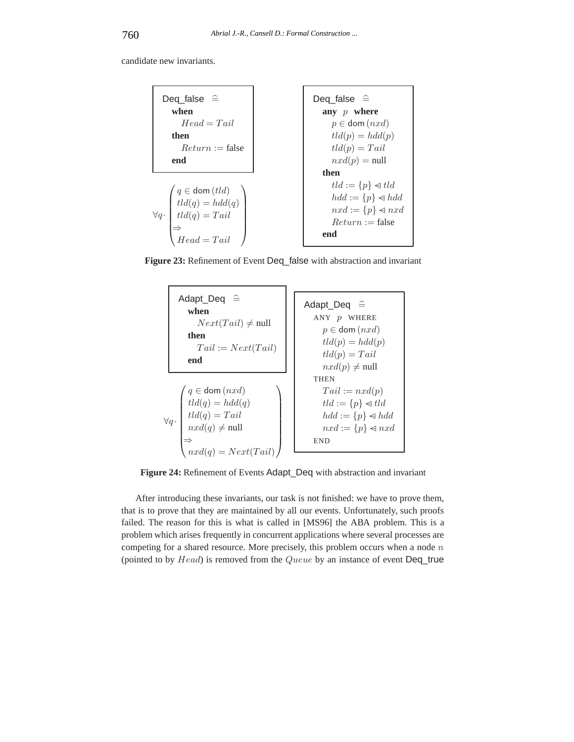candidate new invariants.

```
Deq_false  ≙
  when
    Head = Tail
  then
    Return := false
  end
```

$$\forall q \cdot \left( \begin{array}{l} q \in \mathrm{dom}\,(tld) \\ tld(q) = hdd(q) \\ tld(q) = Tail \\ \Rightarrow \\ Head = Tail \end{array} \right)$$

```
Deq_false  ≙
  any  p  where
    p ∈ dom (nxd)
    tld(p) = hdd(p)
    tld(p) = Tail
    nxd(p) = null
  then
    tld := {p} ⩤ tld
    hdd := {p} ⩤ hdd
    nxd := {p} ⩤ nxd
    Return := false
  end
```

**Figure 23:** Refinement of Event Deq_false with abstraction and invariant

```
Adapt_Deq  ≙
  when
    Next(Tail) ≠ null
  then
    Tail := Next(Tail)
  end
```

$$\forall q \cdot \left( \begin{array}{l} q \in \mathrm{dom}\,(nxd) \\ tld(q) = hdd(q) \\ tld(q) = Tail \\ nxd(q) \neq \text{null} \\ \Rightarrow \\ nxd(q) = Next(Tail) \end{array} \right)$$

```
Adapt_Deq  ≙
  ANY  p  WHERE
    p ∈ dom (nxd)
    tld(p) = hdd(p)
    tld(p) = Tail
    nxd(p) ≠ null
  THEN
    Tail := nxd(p)
    tld := {p} ⩤ tld
    hdd := {p} ⩤ hdd
    nxd := {p} ⩤ nxd
  END
```

**Figure 24:** Refinement of Events Adapt_Deq with abstraction and invariant

After introducing these invariants, our task is not finished: we have to prove them, that is to prove that they are maintained by all our events. Unfortunately, such proofs failed. The reason for this is what is called in [MS96] the ABA problem. This is a problem which arises frequently in concurrent applications where several processes are competing for a shared resource. More precisely, this problem occurs when a node $n$ (pointed to by $Head$) is removed from the $Queue$ by an instance of event Deq_true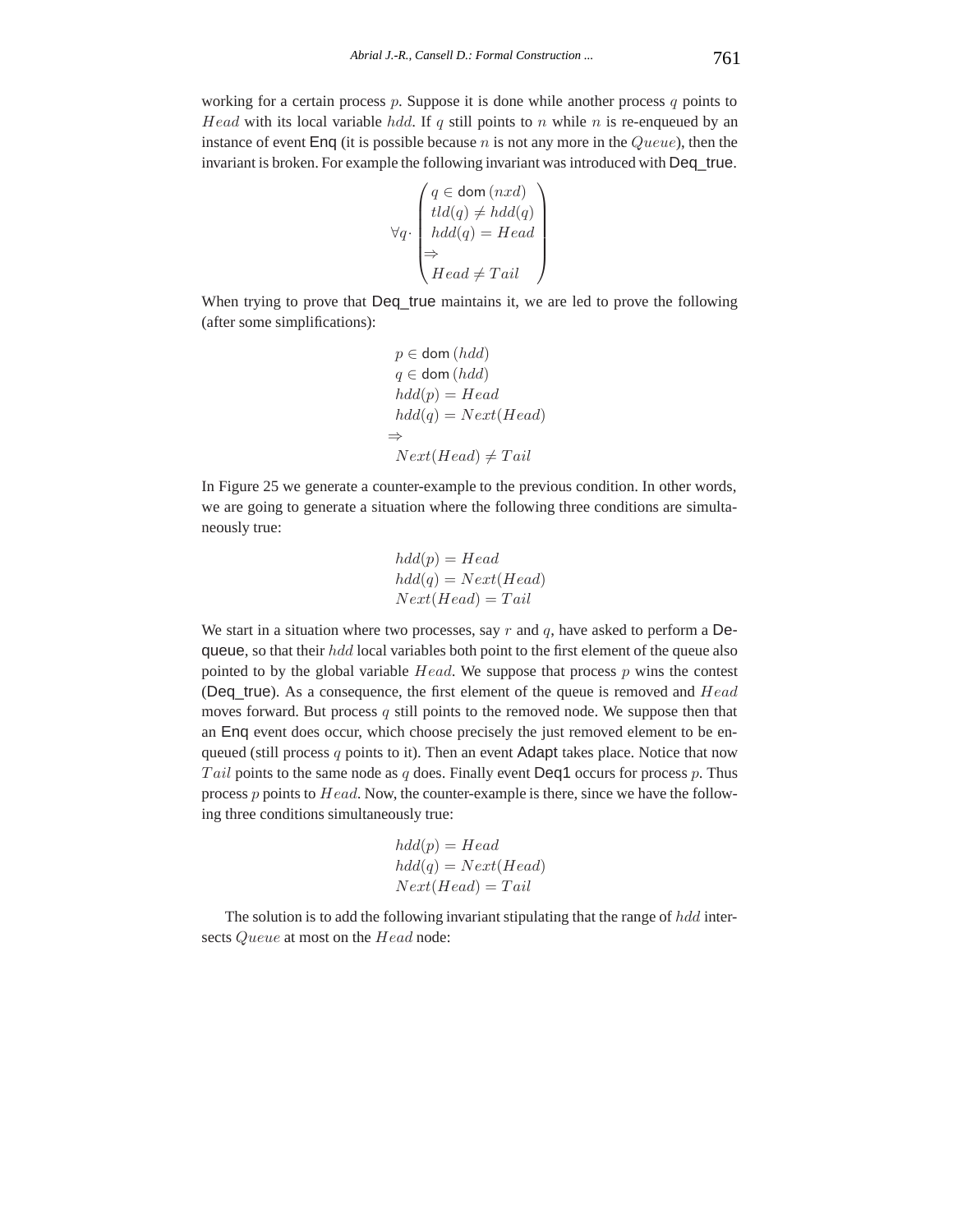working for a certain process $p$. Suppose it is done while another process $q$ points to $Head$ with its local variable $hdd$. If $q$ still points to $n$ while $n$ is re-enqueued by an instance of event Enq (it is possible because $n$ is not any more in the $Queue$), then the invariant is broken. For example the following invariant was introduced with Deq_true.

$$\forall q \cdot \begin{pmatrix} q \in \mathrm{dom}\,(nxd) \\ tld(q) \neq hdd(q) \\ hdd(q) = Head \\ \Rightarrow \\ Head \neq Tail \end{pmatrix}$$

When trying to prove that Deq_true maintains it, we are led to prove the following (after some simplifications):

$$\begin{array}{l} p \in \mathrm{dom}\,(hdd) \\ q \in \mathrm{dom}\,(hdd) \\ hdd(p) = Head \\ hdd(q) = Next(Head) \\ \Rightarrow \\ Next(Head) \neq Tail \end{array}$$

In Figure 25 we generate a counter-example to the previous condition. In other words, we are going to generate a situation where the following three conditions are simultaneously true:

$$\begin{array}{l} hdd(p) = Head \\ hdd(q) = Next(Head) \\ Next(Head) = Tail \end{array}$$

We start in a situation where two processes, say $r$ and $q$, have asked to perform a Dequeue, so that their $hdd$ local variables both point to the first element of the queue also pointed to by the global variable $Head$. We suppose that process $p$ wins the contest (Deq_true). As a consequence, the first element of the queue is removed and $Head$ moves forward. But process $q$ still points to the removed node. We suppose then that an Enq event does occur, which choose precisely the just removed element to be enqueued (still process $q$ points to it). Then an event Adapt takes place. Notice that now $Tail$ points to the same node as $q$ does. Finally event Deq1 occurs for process $p$. Thus process $p$ points to $Head$. Now, the counter-example is there, since we have the following three conditions simultaneously true:

$$\begin{array}{l} hdd(p) = Head \\ hdd(q) = Next(Head) \\ Next(Head) = Tail \end{array}$$

The solution is to add the following invariant stipulating that the range of $hdd$ intersects $Queue$ at most on the $Head$ node: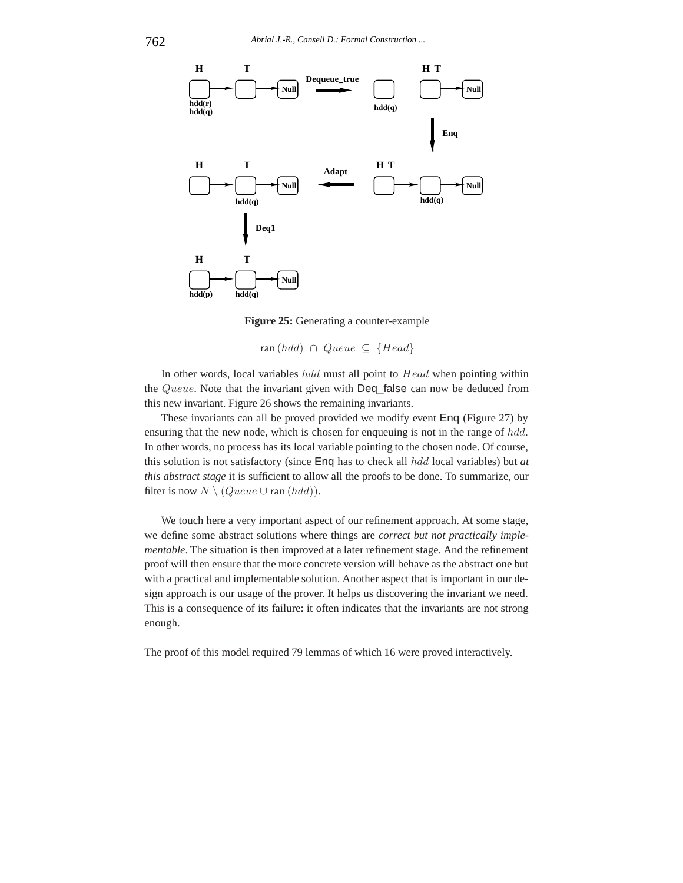**Figure 25:** Generating a counter-example

$$\mathsf{ran}\,(hdd)\ \cap\ Queue\ \subseteq\ \{Head\}$$

In other words, local variables $hdd$ must all point to $Head$ when pointing within the $Queue$. Note that the invariant given with Deq_false can now be deduced from this new invariant. Figure 26 shows the remaining invariants.

These invariants can all be proved provided we modify event Enq (Figure 27) by ensuring that the new node, which is chosen for enqueuing is not in the range of $hdd$. In other words, no process has its local variable pointing to the chosen node. Of course, this solution is not satisfactory (since Enq has to check all $hdd$ local variables) but *at this abstract stage* it is sufficient to allow all the proofs to be done. To summarize, our filter is now $N \setminus (Queue \cup \mathsf{ran}\,(hdd))$.

We touch here a very important aspect of our refinement approach. At some stage, we define some abstract solutions where things are *correct but not practically implementable*. The situation is then improved at a later refinement stage. And the refinement proof will then ensure that the more concrete version will behave as the abstract one but with a practical and implementable solution. Another aspect that is important in our design approach is our usage of the prover. It helps us discovering the invariant we need. This is a consequence of its failure: it often indicates that the invariants are not strong enough.

The proof of this model required 79 lemmas of which 16 were proved interactively.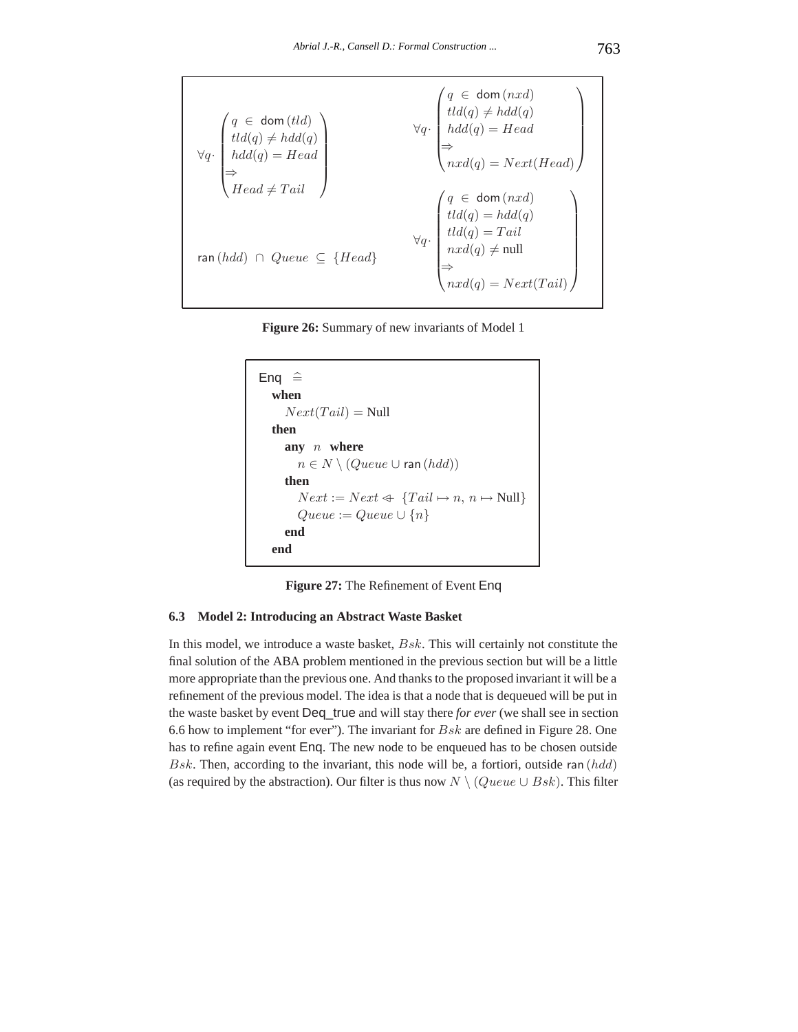$$\forall q \cdot \begin{pmatrix} q \in \mathsf{dom}(tld) \\ tld(q) \neq hdd(q) \\ hdd(q) = Head \\ \Rightarrow \\ Head \neq Tail \end{pmatrix} \qquad \forall q \cdot \begin{pmatrix} q \in \mathsf{dom}(nxd) \\ tld(q) \neq hdd(q) \\ hdd(q) = Head \\ \Rightarrow \\ nxd(q) = Next(Head) \end{pmatrix}$$

$$\mathsf{ran}(hdd) \cap Queue \subseteq \{Head\} \qquad \forall q \cdot \begin{pmatrix} q \in \mathsf{dom}(nxd) \\ tld(q) = hdd(q) \\ tld(q) = Tail \\ nxd(q) \neq \text{null} \\ \Rightarrow \\ nxd(q) = Next(Tail) \end{pmatrix}$$

**Figure 26:** Summary of new invariants of Model 1

```
Enq  ≙
  when
    Next(Tail) = Null
  then
    any  n  where
      n ∈ N \ (Queue ∪ ran(hdd))
    then
      Next := Next ⩤ {Tail ↦ n, n ↦ Null}
      Queue := Queue ∪ {n}
    end
  end
```

**Figure 27:** The Refinement of Event Enq

### 6.3 Model 2: Introducing an Abstract Waste Basket

In this model, we introduce a waste basket, $Bsk$. This will certainly not constitute the final solution of the ABA problem mentioned in the previous section but will be a little more appropriate than the previous one. And thanks to the proposed invariant it will be a refinement of the previous model. The idea is that a node that is dequeued will be put in the waste basket by event Deq_true and will stay there *for ever* (we shall see in section 6.6 how to implement "for ever"). The invariant for $Bsk$ are defined in Figure 28. One has to refine again event Enq. The new node to be enqueued has to be chosen outside $Bsk$. Then, according to the invariant, this node will be, a fortiori, outside $\mathsf{ran}(hdd)$ (as required by the abstraction). Our filter is thus now $N \setminus (Queue \cup Bsk)$. This filter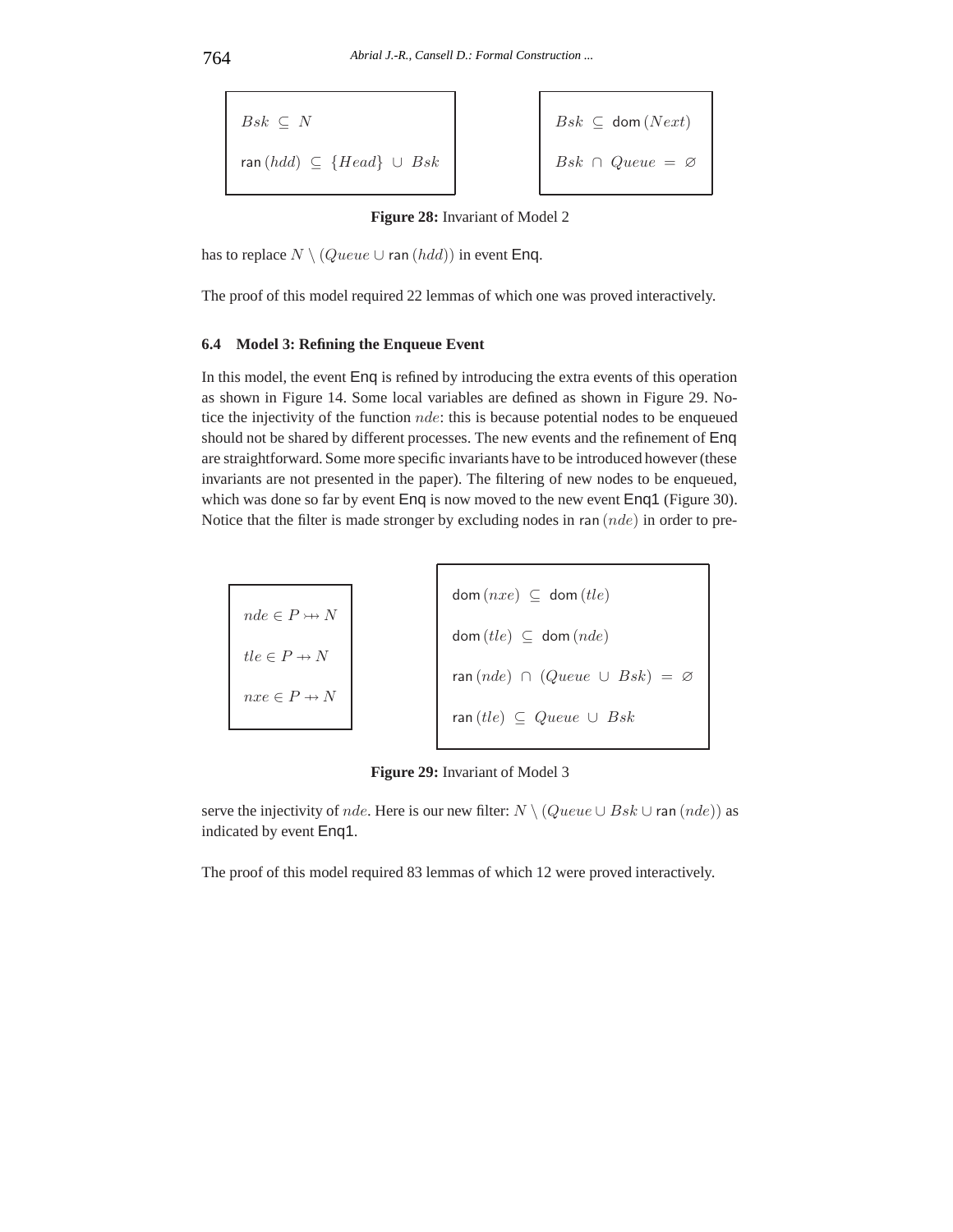$$Bsk \subseteq N$$

$$\mathsf{ran}\,(hdd) \subseteq \{Head\} \cup Bsk$$

$$Bsk \subseteq \mathsf{dom}\,(Next)$$

$$Bsk \cap Queue = \varnothing$$

**Figure 28:** Invariant of Model 2

has to replace $N \setminus (Queue \cup \mathsf{ran}\,(hdd))$ in event Enq.

The proof of this model required 22 lemmas of which one was proved interactively.

### 6.4 Model 3: Refining the Enqueue Event

In this model, the event Enq is refined by introducing the extra events of this operation as shown in Figure 14. Some local variables are defined as shown in Figure 29. Notice the injectivity of the function $nde$: this is because potential nodes to be enqueued should not be shared by different processes. The new events and the refinement of Enq are straightforward. Some more specific invariants have to be introduced however (these invariants are not presented in the paper). The filtering of new nodes to be enqueued, which was done so far by event Enq is now moved to the new event Enq1 (Figure 30). Notice that the filter is made stronger by excluding nodes in $\mathsf{ran}\,(nde)$ in order to preserve the injectivity of $nde$. Here is our new filter: $N \setminus (Queue \cup Bsk \cup \mathsf{ran}\,(nde))$ as indicated by event Enq1.

$$nde \in P \rightarrowtail\!\!\!\!\!\!+\;\; N$$

$$tle \in P \mathrel{+\!\!\!\!\rightarrow} N$$

$$nxe \in P \mathrel{+\!\!\!\!\rightarrow} N$$

$$\mathsf{dom}\,(nxe) \subseteq \mathsf{dom}\,(tle)$$

$$\mathsf{dom}\,(tle) \subseteq \mathsf{dom}\,(nde)$$

$$\mathsf{ran}\,(nde) \cap (Queue \cup Bsk) = \varnothing$$

$$\mathsf{ran}\,(tle) \subseteq Queue \cup Bsk$$

**Figure 29:** Invariant of Model 3

The proof of this model required 83 lemmas of which 12 were proved interactively.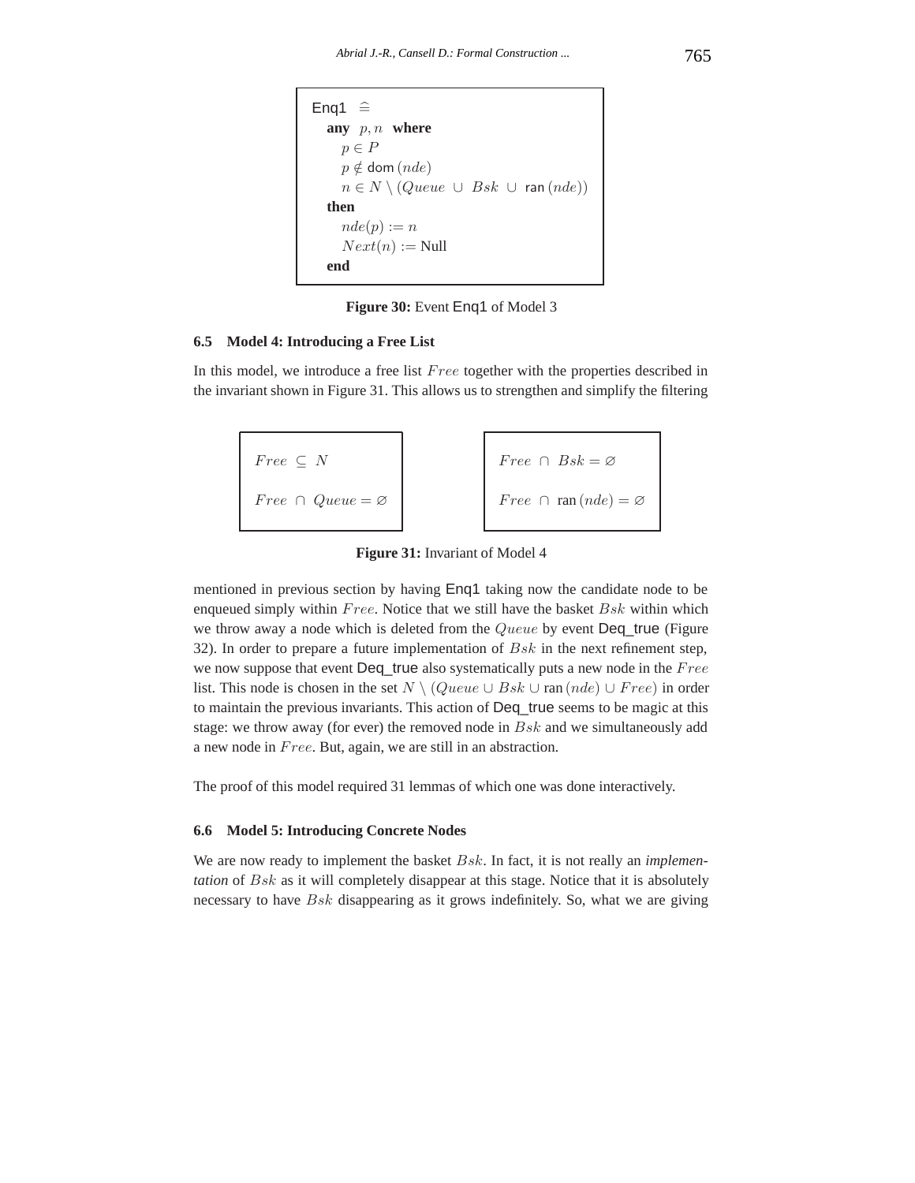$$
\begin{array}{l}
\textsf{Enq1} \;\widehat{=} \\
\quad \textbf{any} \;\; p, n \;\; \textbf{where} \\
\qquad p \in P \\
\qquad p \notin \mathsf{dom}\,(nde) \\
\qquad n \in N \setminus (Queue \;\cup\; Bsk \;\cup\; \mathsf{ran}\,(nde)) \\
\quad \textbf{then} \\
\qquad nde(p) := n \\
\qquad Next(n) := \text{Null} \\
\quad \textbf{end}
\end{array}
$$

**Figure 30:** Event Enq1 of Model 3

### 6.5 Model 4: Introducing a Free List

In this model, we introduce a free list $Free$ together with the properties described in the invariant shown in Figure 31. This allows us to strengthen and simplify the filtering

$$
\begin{array}{l}
Free \;\subseteq\; N \\
Free \;\cap\; Queue = \varnothing
\end{array}
\qquad\qquad
\begin{array}{l}
Free \;\cap\; Bsk = \varnothing \\
Free \;\cap\; \mathsf{ran}\,(nde) = \varnothing
\end{array}
$$

**Figure 31:** Invariant of Model 4

mentioned in previous section by having Enq1 taking now the candidate node to be enqueued simply within $Free$. Notice that we still have the basket $Bsk$ within which we throw away a node which is deleted from the $Queue$ by event Deq_true (Figure 32). In order to prepare a future implementation of $Bsk$ in the next refinement step, we now suppose that event Deq_true also systematically puts a new node in the $Free$ list. This node is chosen in the set $N \setminus (Queue \cup Bsk \cup \mathsf{ran}\,(nde) \cup Free)$ in order to maintain the previous invariants. This action of Deq_true seems to be magic at this stage: we throw away (for ever) the removed node in $Bsk$ and we simultaneously add a new node in $Free$. But, again, we are still in an abstraction.

The proof of this model required 31 lemmas of which one was done interactively.

### 6.6 Model 5: Introducing Concrete Nodes

We are now ready to implement the basket $Bsk$. In fact, it is not really an *implementation* of $Bsk$ as it will completely disappear at this stage. Notice that it is absolutely necessary to have $Bsk$ disappearing as it grows indefinitely. So, what we are giving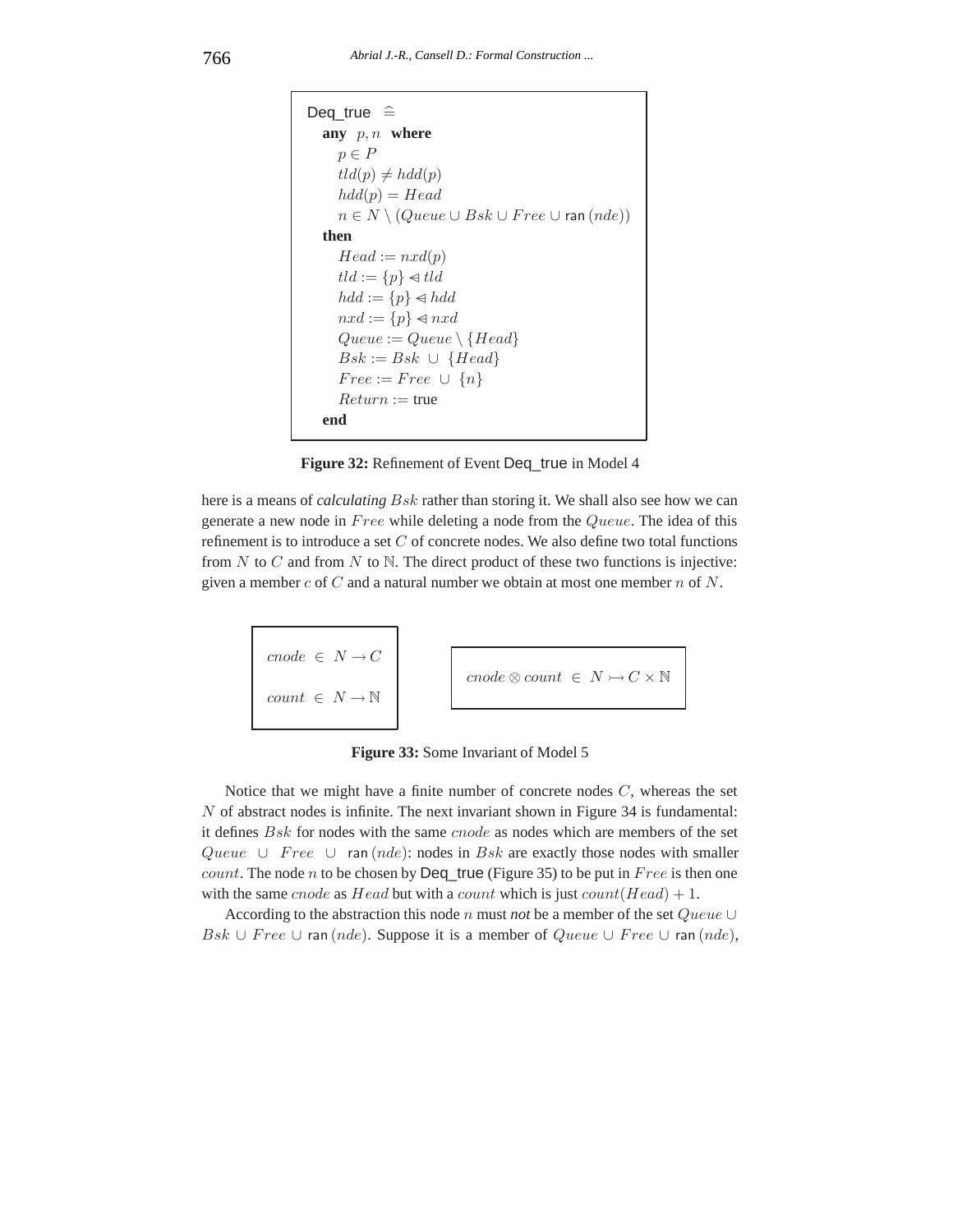```
Deq_true  ≙
  any  p, n  where
    p ∈ P
    tld(p) ≠ hdd(p)
    hdd(p) = Head
    n ∈ N \ (Queue ∪ Bsk ∪ Free ∪ ran (nde))
  then
    Head := nxd(p)
    tld := {p} ⩤ tld
    hdd := {p} ⩤ hdd
    nxd := {p} ⩤ nxd
    Queue := Queue \ {Head}
    Bsk := Bsk ∪ {Head}
    Free := Free ∪ {n}
    Return := true
  end
```

**Figure 32:** Refinement of Event Deq_true in Model 4

here is a means of *calculating* $Bsk$ rather than storing it. We shall also see how we can generate a new node in $Free$ while deleting a node from the $Queue$. The idea of this refinement is to introduce a set $C$ of concrete nodes. We also define two total functions from $N$ to $C$ and from $N$ to $\mathbb{N}$. The direct product of these two functions is injective: given a member $c$ of $C$ and a natural number we obtain at most one member $n$ of $N$.

$$cnode \in N \rightarrow C$$

$$count \in N \rightarrow \mathbb{N}$$

$$cnode \otimes count \in N \rightarrowtail C \times \mathbb{N}$$

**Figure 33:** Some Invariant of Model 5

Notice that we might have a finite number of concrete nodes $C$, whereas the set $N$ of abstract nodes is infinite. The next invariant shown in Figure 34 is fundamental: it defines $Bsk$ for nodes with the same $cnode$ as nodes which are members of the set $Queue \cup Free \cup \mathsf{ran}\,(nde)$: nodes in $Bsk$ are exactly those nodes with smaller $count$. The node $n$ to be chosen by Deq_true (Figure 35) to be put in $Free$ is then one with the same $cnode$ as $Head$ but with a $count$ which is just $count(Head) + 1$.

According to the abstraction this node $n$ must *not* be a member of the set $Queue \cup Bsk \cup Free \cup \mathsf{ran}\,(nde)$. Suppose it is a member of $Queue \cup Free \cup \mathsf{ran}\,(nde)$,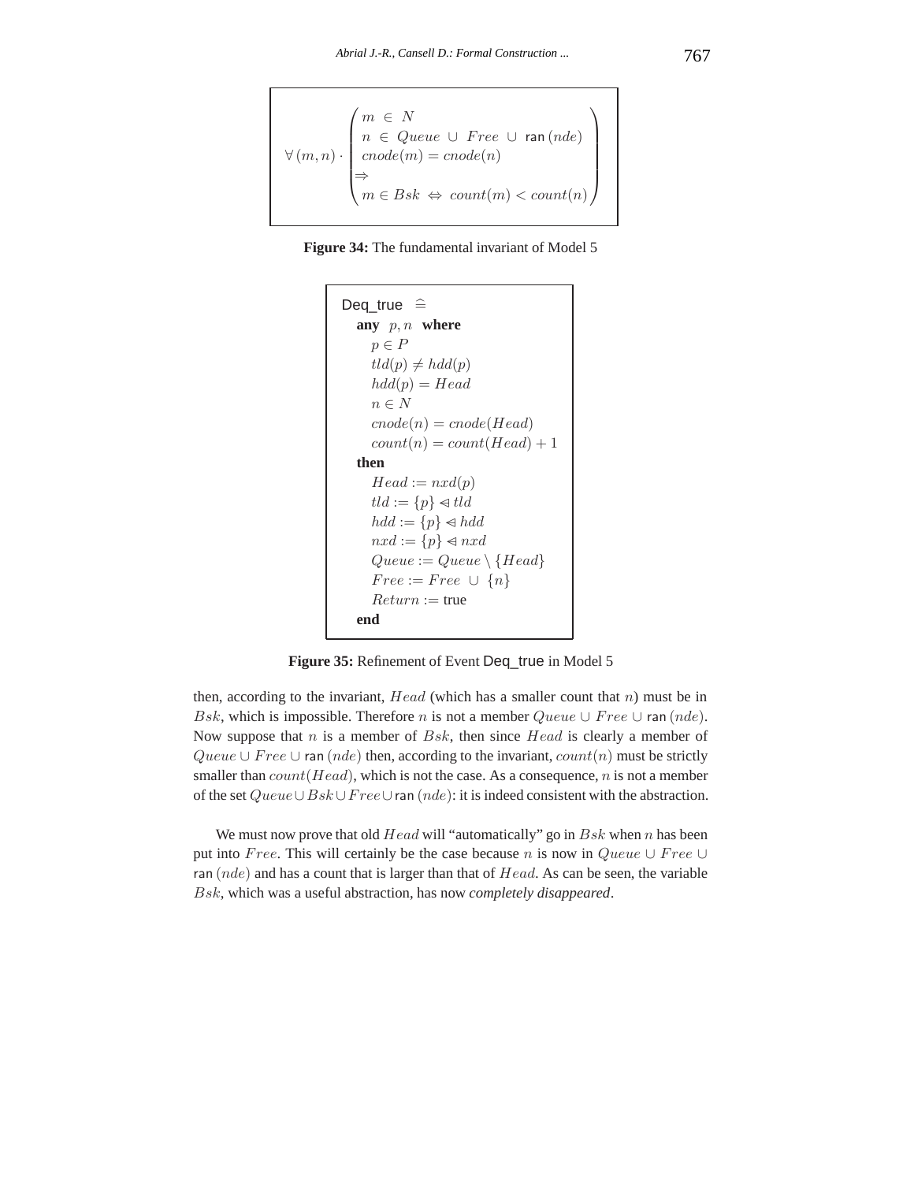$$\forall\,(m,n)\cdot\begin{pmatrix} m \,\in\, N \\ n \,\in\, Queue \,\cup\, Free \,\cup\, \mathsf{ran}\,(nde) \\ cnode(m) = cnode(n) \\ \Rightarrow \\ m \in Bsk \,\Leftrightarrow\, count(m) < count(n) \end{pmatrix}$$

**Figure 34:** The fundamental invariant of Model 5

$$
\begin{array}{l}
\mathsf{Deq\_true} \;\;\widehat{=} \\
\quad \textbf{any} \;\; p, n \;\; \textbf{where} \\
\quad\quad p \in P \\
\quad\quad tld(p) \neq hdd(p) \\
\quad\quad hdd(p) = Head \\
\quad\quad n \in N \\
\quad\quad cnode(n) = cnode(Head) \\
\quad\quad count(n) = count(Head) + 1 \\
\quad \textbf{then} \\
\quad\quad Head := nxd(p) \\
\quad\quad tld := \{p\} \lhd\!\!\!- \, tld \\
\quad\quad hdd := \{p\} \lhd\!\!\!- \, hdd \\
\quad\quad nxd := \{p\} \lhd\!\!\!- \, nxd \\
\quad\quad Queue := Queue \setminus \{Head\} \\
\quad\quad Free := Free \,\cup\, \{n\} \\
\quad\quad Return := \text{true} \\
\quad \textbf{end}
\end{array}
$$

**Figure 35:** Refinement of Event Deq_true in Model 5

then, according to the invariant, $Head$ (which has a smaller count that $n$) must be in $Bsk$, which is impossible. Therefore $n$ is not a member $Queue \cup Free \cup \mathsf{ran}\,(nde)$. Now suppose that $n$ is a member of $Bsk$, then since $Head$ is clearly a member of $Queue \cup Free \cup \mathsf{ran}\,(nde)$ then, according to the invariant, $count(n)$ must be strictly smaller than $count(Head)$, which is not the case. As a consequence, $n$ is not a member of the set $Queue \cup Bsk \cup Free \cup \mathsf{ran}\,(nde)$: it is indeed consistent with the abstraction.

We must now prove that old $Head$ will "automatically" go in $Bsk$ when $n$ has been put into $Free$. This will certainly be the case because $n$ is now in $Queue \cup Free \cup \mathsf{ran}\,(nde)$ and has a count that is larger than that of $Head$. As can be seen, the variable $Bsk$, which was a useful abstraction, has now *completely disappeared*.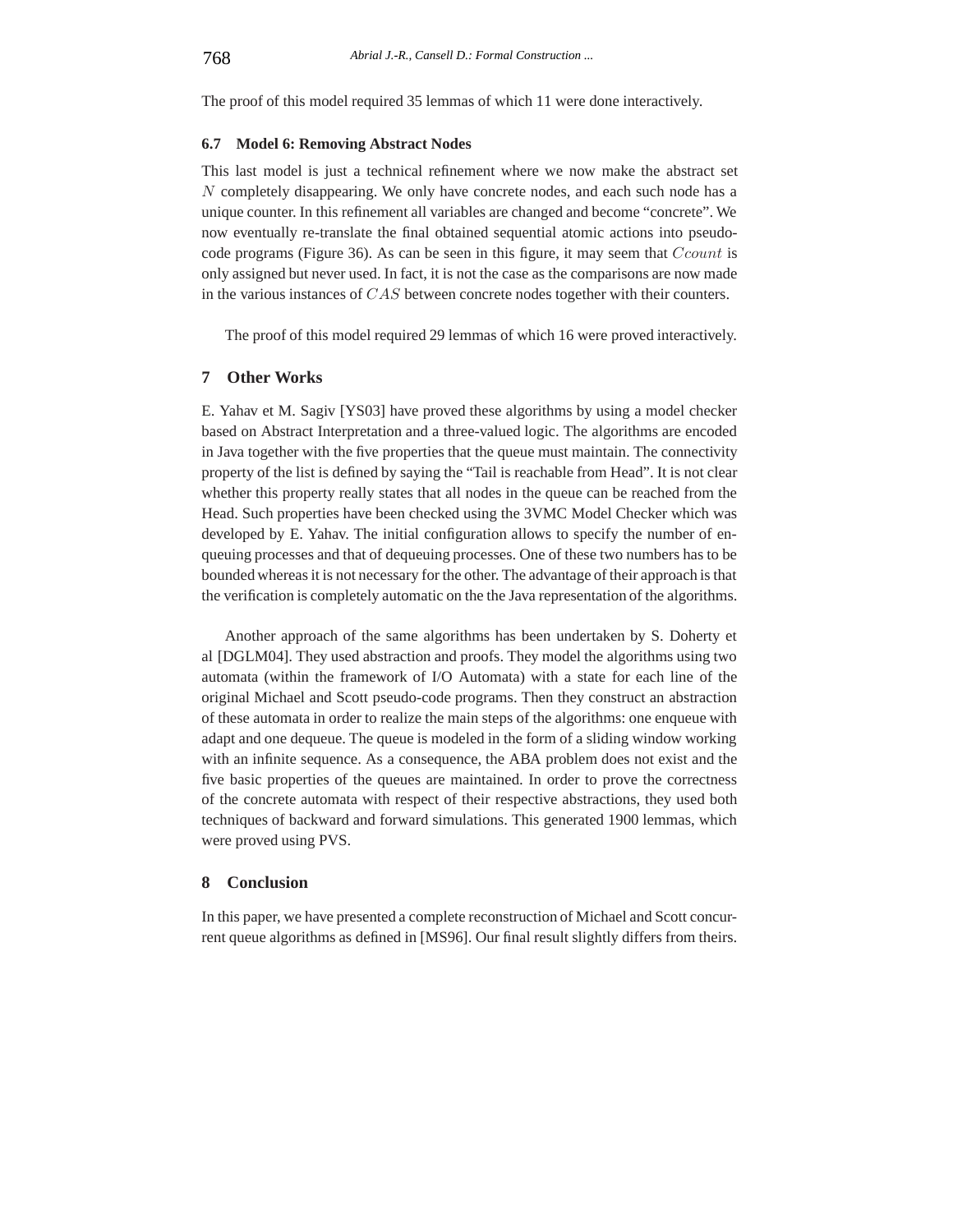The proof of this model required 35 lemmas of which 11 were done interactively.

### 6.7 Model 6: Removing Abstract Nodes

This last model is just a technical refinement where we now make the abstract set $N$ completely disappearing. We only have concrete nodes, and each such node has a unique counter. In this refinement all variables are changed and become "concrete". We now eventually re-translate the final obtained sequential atomic actions into pseudo-code programs (Figure 36). As can be seen in this figure, it may seem that $Ccount$ is only assigned but never used. In fact, it is not the case as the comparisons are now made in the various instances of $CAS$ between concrete nodes together with their counters.

The proof of this model required 29 lemmas of which 16 were proved interactively.

## 7 Other Works

E. Yahav et M. Sagiv [YS03] have proved these algorithms by using a model checker based on Abstract Interpretation and a three-valued logic. The algorithms are encoded in Java together with the five properties that the queue must maintain. The connectivity property of the list is defined by saying the "Tail is reachable from Head". It is not clear whether this property really states that all nodes in the queue can be reached from the Head. Such properties have been checked using the 3VMC Model Checker which was developed by E. Yahav. The initial configuration allows to specify the number of enqueuing processes and that of dequeuing processes. One of these two numbers has to be bounded whereas it is not necessary for the other. The advantage of their approach is that the verification is completely automatic on the the Java representation of the algorithms.

Another approach of the same algorithms has been undertaken by S. Doherty et al [DGLM04]. They used abstraction and proofs. They model the algorithms using two automata (within the framework of I/O Automata) with a state for each line of the original Michael and Scott pseudo-code programs. Then they construct an abstraction of these automata in order to realize the main steps of the algorithms: one enqueue with adapt and one dequeue. The queue is modeled in the form of a sliding window working with an infinite sequence. As a consequence, the ABA problem does not exist and the five basic properties of the queues are maintained. In order to prove the correctness of the concrete automata with respect of their respective abstractions, they used both techniques of backward and forward simulations. This generated 1900 lemmas, which were proved using PVS.

## 8 Conclusion

In this paper, we have presented a complete reconstruction of Michael and Scott concurrent queue algorithms as defined in [MS96]. Our final result slightly differs from theirs.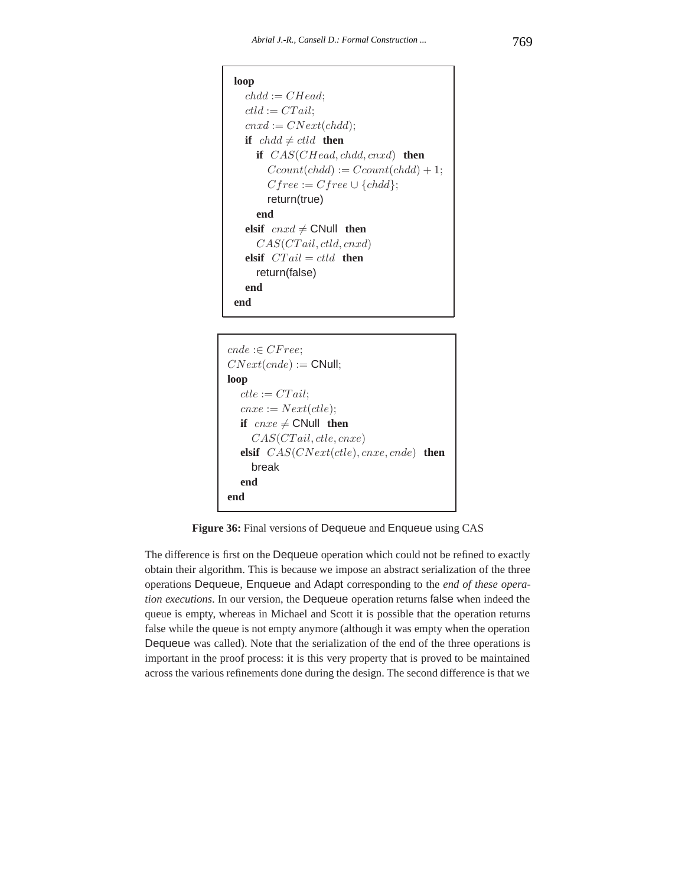```
loop
   chdd := CHead;
   ctld := CTail;
   cnxd := CNext(chdd);
   if  chdd ≠ ctld  then
      if  CAS(CHead, chdd, cnxd)  then
         Ccount(chdd) := Ccount(chdd) + 1;
         Cfree := Cfree ∪ {chdd};
         return(true)
      end
   elsif  cnxd ≠ CNull  then
      CAS(CTail, ctld, cnxd)
   elsif  CTail = ctld  then
      return(false)
   end
end
```

```
cnde :∈ CFree;
CNext(cnde) := CNull;
loop
   ctle := CTail;
   cnxe := Next(ctle);
   if  cnxe ≠ CNull  then
      CAS(CTail, ctle, cnxe)
   elsif  CAS(CNext(ctle), cnxe, cnde)  then
      break
   end
end
```

**Figure 36:** Final versions of Dequeue and Enqueue using CAS

The difference is first on the Dequeue operation which could not be refined to exactly obtain their algorithm. This is because we impose an abstract serialization of the three operations Dequeue, Enqueue and Adapt corresponding to the *end of these operation executions*. In our version, the Dequeue operation returns false when indeed the queue is empty, whereas in Michael and Scott it is possible that the operation returns false while the queue is not empty anymore (although it was empty when the operation Dequeue was called). Note that the serialization of the end of the three operations is important in the proof process: it is this very property that is proved to be maintained across the various refinements done during the design. The second difference is that we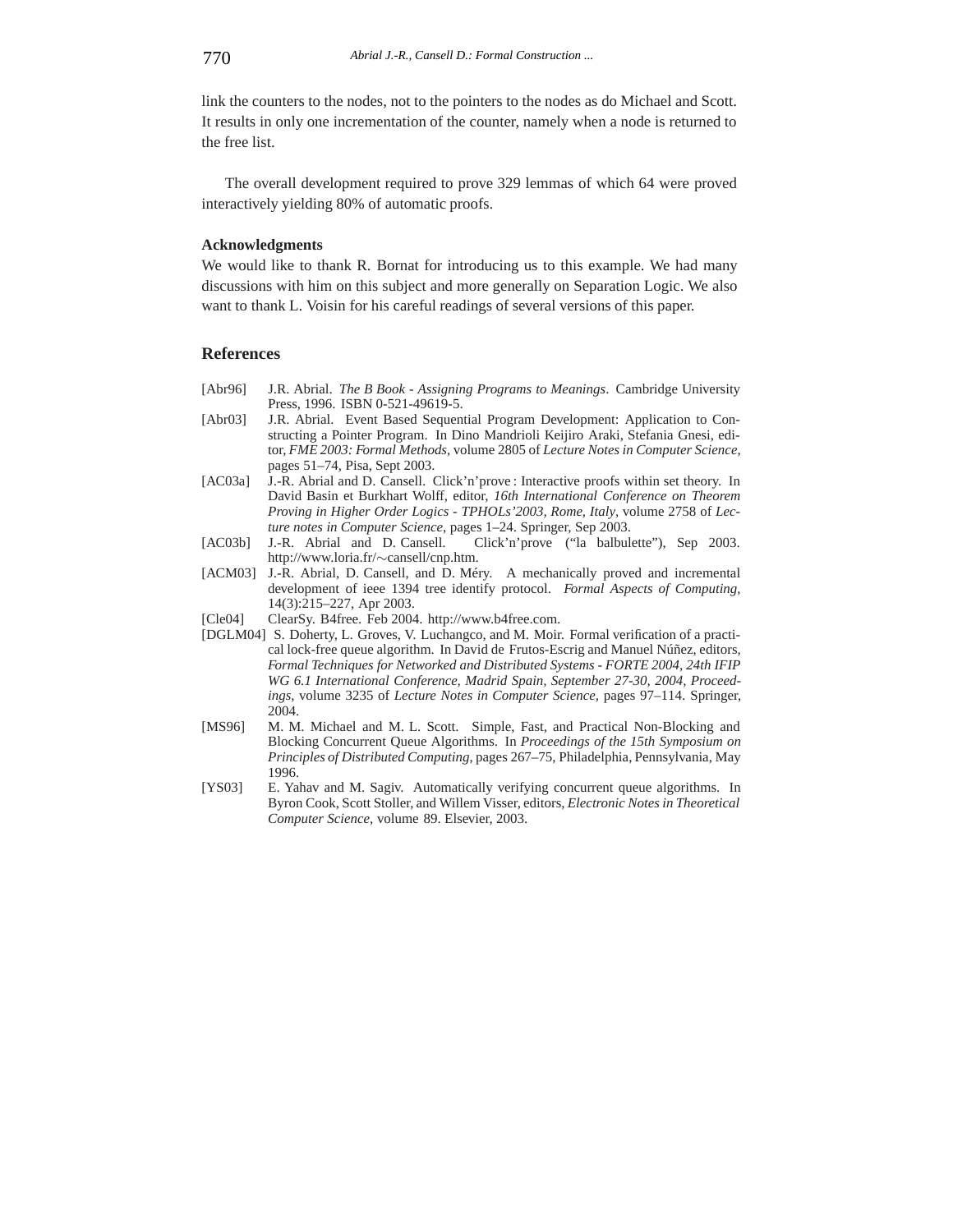link the counters to the nodes, not to the pointers to the nodes as do Michael and Scott. It results in only one incrementation of the counter, namely when a node is returned to the free list.

The overall development required to prove 329 lemmas of which 64 were proved interactively yielding 80% of automatic proofs.

**Acknowledgments**

We would like to thank R. Bornat for introducing us to this example. We had many discussions with him on this subject and more generally on Separation Logic. We also want to thank L. Voisin for his careful readings of several versions of this paper.

## References

[Abr96] J.R. Abrial. *The B Book - Assigning Programs to Meanings*. Cambridge University Press, 1996. ISBN 0-521-49619-5.

[Abr03] J.R. Abrial. Event Based Sequential Program Development: Application to Constructing a Pointer Program. In Dino Mandrioli Keijiro Araki, Stefania Gnesi, editor, *FME 2003: Formal Methods*, volume 2805 of *Lecture Notes in Computer Science*, pages 51–74, Pisa, Sept 2003.

[AC03a] J.-R. Abrial and D. Cansell. Click'n'prove : Interactive proofs within set theory. In David Basin et Burkhart Wolff, editor, *16th International Conference on Theorem Proving in Higher Order Logics - TPHOLs'2003, Rome, Italy*, volume 2758 of *Lecture notes in Computer Science*, pages 1–24. Springer, Sep 2003.

[AC03b] J.-R. Abrial and D. Cansell. Click'n'prove ("la balbulette"), Sep 2003. http://www.loria.fr/∼cansell/cnp.htm.

[ACM03] J.-R. Abrial, D. Cansell, and D. Méry. A mechanically proved and incremental development of ieee 1394 tree identify protocol. *Formal Aspects of Computing*, 14(3):215–227, Apr 2003.

[Cle04] ClearSy. B4free. Feb 2004. http://www.b4free.com.

[DGLM04] S. Doherty, L. Groves, V. Luchangco, and M. Moir. Formal verification of a practical lock-free queue algorithm. In David de Frutos-Escrig and Manuel Núñez, editors, *Formal Techniques for Networked and Distributed Systems - FORTE 2004, 24th IFIP WG 6.1 International Conference, Madrid Spain, September 27-30, 2004, Proceedings*, volume 3235 of *Lecture Notes in Computer Science*, pages 97–114. Springer, 2004.

[MS96] M. M. Michael and M. L. Scott. Simple, Fast, and Practical Non-Blocking and Blocking Concurrent Queue Algorithms. In *Proceedings of the 15th Symposium on Principles of Distributed Computing*, pages 267–75, Philadelphia, Pennsylvania, May 1996.

[YS03] E. Yahav and M. Sagiv. Automatically verifying concurrent queue algorithms. In Byron Cook, Scott Stoller, and Willem Visser, editors, *Electronic Notes in Theoretical Computer Science*, volume 89. Elsevier, 2003.